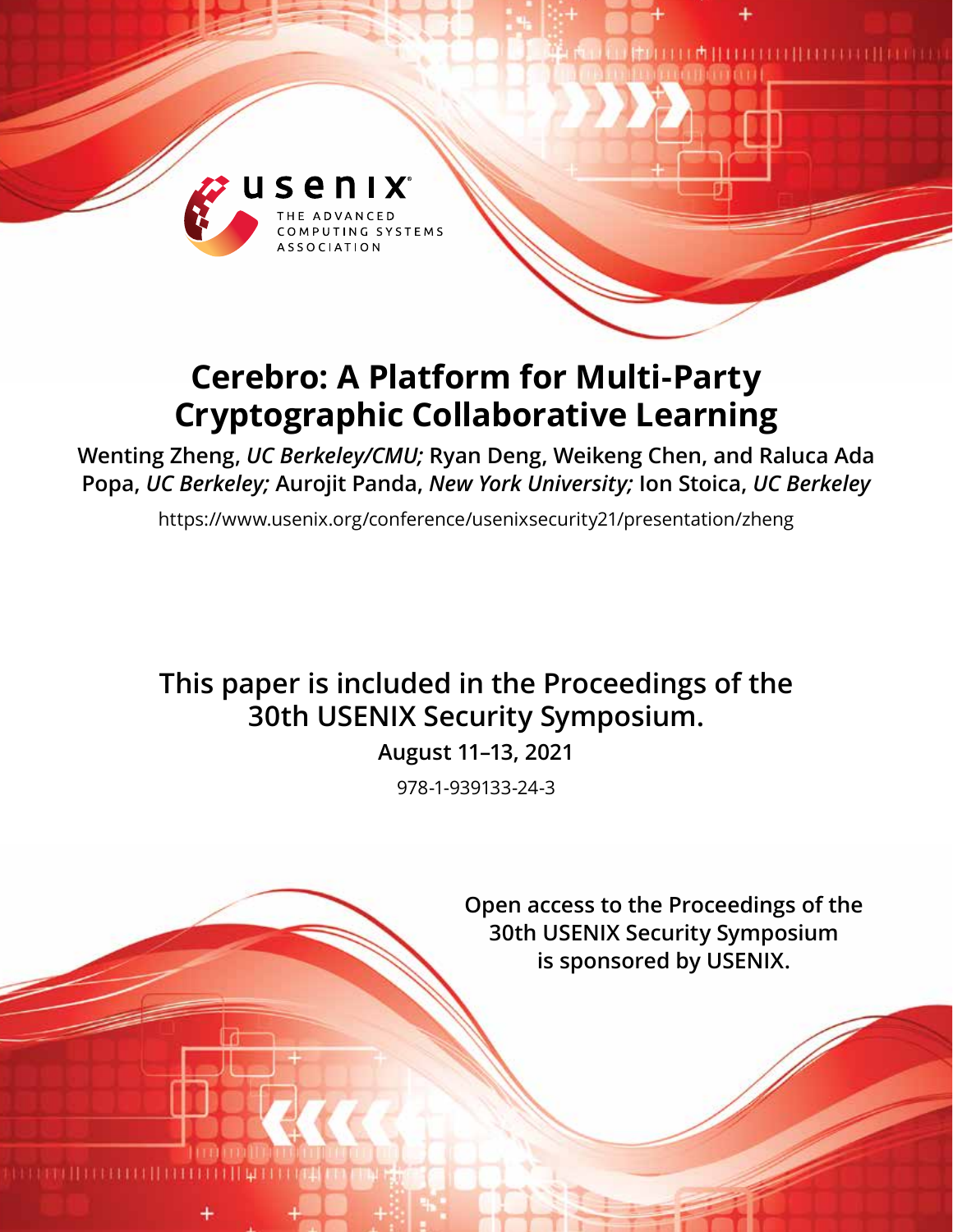# Cerebro: A Platform for Multi-Party Cryptographic Collaborative Learning

**Wenting Zheng,** ***UC Berkeley/CMU;*** **Ryan Deng, Weikeng Chen, and Raluca Ada Popa,** ***UC Berkeley;*** **Aurojit Panda,** ***New York University;*** **Ion Stoica,** ***UC Berkeley***

https://www.usenix.org/conference/usenixsecurity21/presentation/zheng

**This paper is included in the Proceedings of the 30th USENIX Security Symposium.**

**August 11–13, 2021**

978-1-939133-24-3

**Open access to the Proceedings of the 30th USENIX Security Symposium is sponsored by USENIX.**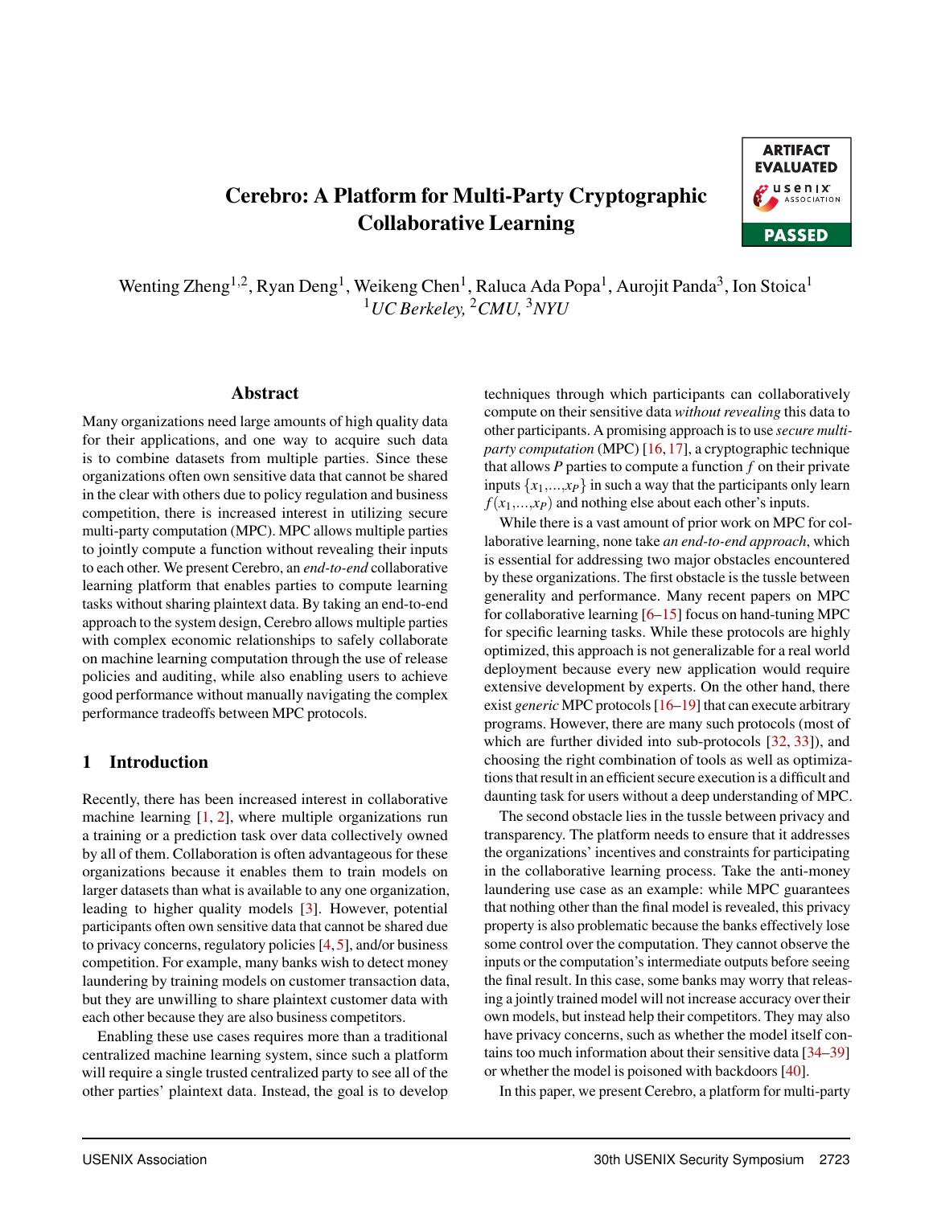# Cerebro: A Platform for Multi-Party Cryptographic Collaborative Learning

ARTIFACT EVALUATED usenix ASSOCIATION PASSED

Wenting Zheng[1,2], Ryan Deng[1], Weikeng Chen[1], Raluca Ada Popa[1], Aurojit Panda[3], Ion Stoica[1]
[1]*UC Berkeley,* [2]*CMU,* [3]*NYU*

## Abstract

Many organizations need large amounts of high quality data for their applications, and one way to acquire such data is to combine datasets from multiple parties. Since these organizations often own sensitive data that cannot be shared in the clear with others due to policy regulation and business competition, there is increased interest in utilizing secure multi-party computation (MPC). MPC allows multiple parties to jointly compute a function without revealing their inputs to each other. We present Cerebro, an *end-to-end* collaborative learning platform that enables parties to compute learning tasks without sharing plaintext data. By taking an end-to-end approach to the system design, Cerebro allows multiple parties with complex economic relationships to safely collaborate on machine learning computation through the use of release policies and auditing, while also enabling users to achieve good performance without manually navigating the complex performance tradeoffs between MPC protocols.

## 1 Introduction

Recently, there has been increased interest in collaborative machine learning [1, 2], where multiple organizations run a training or a prediction task over data collectively owned by all of them. Collaboration is often advantageous for these organizations because it enables them to train models on larger datasets than what is available to any one organization, leading to higher quality models [3]. However, potential participants often own sensitive data that cannot be shared due to privacy concerns, regulatory policies [4, 5], and/or business competition. For example, many banks wish to detect money laundering by training models on customer transaction data, but they are unwilling to share plaintext customer data with each other because they are also business competitors.

Enabling these use cases requires more than a traditional centralized machine learning system, since such a platform will require a single trusted centralized party to see all of the other parties' plaintext data. Instead, the goal is to develop techniques through which participants can collaboratively compute on their sensitive data *without revealing* this data to other participants. A promising approach is to use *secure multi-party computation* (MPC) [16, 17], a cryptographic technique that allows $P$ parties to compute a function $f$ on their private inputs $\{x_1,\ldots,x_P\}$ in such a way that the participants only learn $f(x_1,\ldots,x_P)$ and nothing else about each other's inputs.

While there is a vast amount of prior work on MPC for collaborative learning, none take *an end-to-end approach*, which is essential for addressing two major obstacles encountered by these organizations. The first obstacle is the tussle between generality and performance. Many recent papers on MPC for collaborative learning [6–15] focus on hand-tuning MPC for specific learning tasks. While these protocols are highly optimized, this approach is not generalizable for a real world deployment because every new application would require extensive development by experts. On the other hand, there exist *generic* MPC protocols [16–19] that can execute arbitrary programs. However, there are many such protocols (most of which are further divided into sub-protocols [32, 33]), and choosing the right combination of tools as well as optimizations that result in an efficient secure execution is a difficult and daunting task for users without a deep understanding of MPC.

The second obstacle lies in the tussle between privacy and transparency. The platform needs to ensure that it addresses the organizations' incentives and constraints for participating in the collaborative learning process. Take the anti-money laundering use case as an example: while MPC guarantees that nothing other than the final model is revealed, this privacy property is also problematic because the banks effectively lose some control over the computation. They cannot observe the inputs or the computation's intermediate outputs before seeing the final result. In this case, some banks may worry that releasing a jointly trained model will not increase accuracy over their own models, but instead help their competitors. They may also have privacy concerns, such as whether the model itself contains too much information about their sensitive data [34–39] or whether the model is poisoned with backdoors [40].

In this paper, we present Cerebro, a platform for multi-party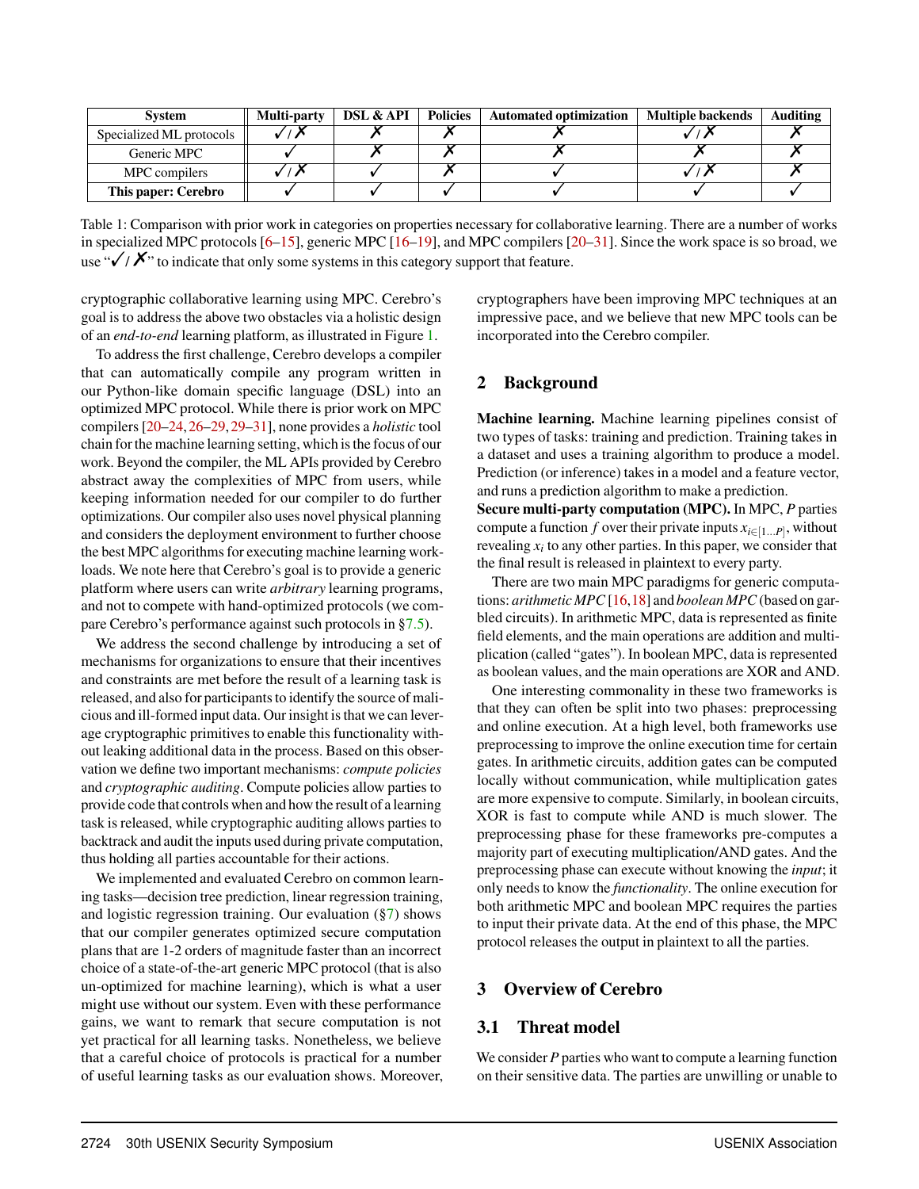| System | Multi-party | DSL & API | Policies | Automated optimization | Multiple backends | Auditing |
| --- | --- | --- | --- | --- | --- | --- |
| Specialized ML protocols | ✓/✗ | ✗ | ✗ | ✗ | ✓/✗ | ✗ |
| Generic MPC | ✓ | ✗ | ✗ | ✗ | ✗ | ✗ |
| MPC compilers | ✓/✗ | ✓ | ✗ | ✓ | ✓/✗ | ✗ |
| **This paper: Cerebro** | ✓ | ✓ | ✓ | ✓ | ✓ | ✓ |

Table 1: Comparison with prior work in categories on properties necessary for collaborative learning. There are a number of works in specialized MPC protocols [6–15], generic MPC [16–19], and MPC compilers [20–31]. Since the work space is so broad, we use "✓/✗" to indicate that only some systems in this category support that feature.

cryptographic collaborative learning using MPC. Cerebro's goal is to address the above two obstacles via a holistic design of an *end-to-end* learning platform, as illustrated in Figure 1.

To address the first challenge, Cerebro develops a compiler that can automatically compile any program written in our Python-like domain specific language (DSL) into an optimized MPC protocol. While there is prior work on MPC compilers [20–24, 26–29, 29–31], none provides a *holistic* tool chain for the machine learning setting, which is the focus of our work. Beyond the compiler, the ML APIs provided by Cerebro abstract away the complexities of MPC from users, while keeping information needed for our compiler to do further optimizations. Our compiler also uses novel physical planning and considers the deployment environment to further choose the best MPC algorithms for executing machine learning workloads. We note here that Cerebro's goal is to provide a generic platform where users can write *arbitrary* learning programs, and not to compete with hand-optimized protocols (we compare Cerebro's performance against such protocols in §7.5).

We address the second challenge by introducing a set of mechanisms for organizations to ensure that their incentives and constraints are met before the result of a learning task is released, and also for participants to identify the source of malicious and ill-formed input data. Our insight is that we can leverage cryptographic primitives to enable this functionality without leaking additional data in the process. Based on this observation we define two important mechanisms: *compute policies* and *cryptographic auditing*. Compute policies allow parties to provide code that controls when and how the result of a learning task is released, while cryptographic auditing allows parties to backtrack and audit the inputs used during private computation, thus holding all parties accountable for their actions.

We implemented and evaluated Cerebro on common learning tasks—decision tree prediction, linear regression training, and logistic regression training. Our evaluation (§7) shows that our compiler generates optimized secure computation plans that are 1-2 orders of magnitude faster than an incorrect choice of a state-of-the-art generic MPC protocol (that is also un-optimized for machine learning), which is what a user might use without our system. Even with these performance gains, we want to remark that secure computation is not yet practical for all learning tasks. Nonetheless, we believe that a careful choice of protocols is practical for a number of useful learning tasks as our evaluation shows. Moreover, cryptographers have been improving MPC techniques at an impressive pace, and we believe that new MPC tools can be incorporated into the Cerebro compiler.

## 2 Background

**Machine learning.** Machine learning pipelines consist of two types of tasks: training and prediction. Training takes in a dataset and uses a training algorithm to produce a model. Prediction (or inference) takes in a model and a feature vector, and runs a prediction algorithm to make a prediction.

**Secure multi-party computation (MPC).** In MPC, $P$ parties compute a function $f$ over their private inputs $x_{i\in[1\ldots P]}$, without revealing $x_i$ to any other parties. In this paper, we consider that the final result is released in plaintext to every party.

There are two main MPC paradigms for generic computations: *arithmetic MPC* [16, 18] and *boolean MPC* (based on garbled circuits). In arithmetic MPC, data is represented as finite field elements, and the main operations are addition and multiplication (called "gates"). In boolean MPC, data is represented as boolean values, and the main operations are XOR and AND.

One interesting commonality in these two frameworks is that they can often be split into two phases: preprocessing and online execution. At a high level, both frameworks use preprocessing to improve the online execution time for certain gates. In arithmetic circuits, addition gates can be computed locally without communication, while multiplication gates are more expensive to compute. Similarly, in boolean circuits, XOR is fast to compute while AND is much slower. The preprocessing phase for these frameworks pre-computes a majority part of executing multiplication/AND gates. And the preprocessing phase can execute without knowing the *input*; it only needs to know the *functionality*. The online execution for both arithmetic MPC and boolean MPC requires the parties to input their private data. At the end of this phase, the MPC protocol releases the output in plaintext to all the parties.

## 3 Overview of Cerebro

### 3.1 Threat model

We consider $P$ parties who want to compute a learning function on their sensitive data. The parties are unwilling or unable to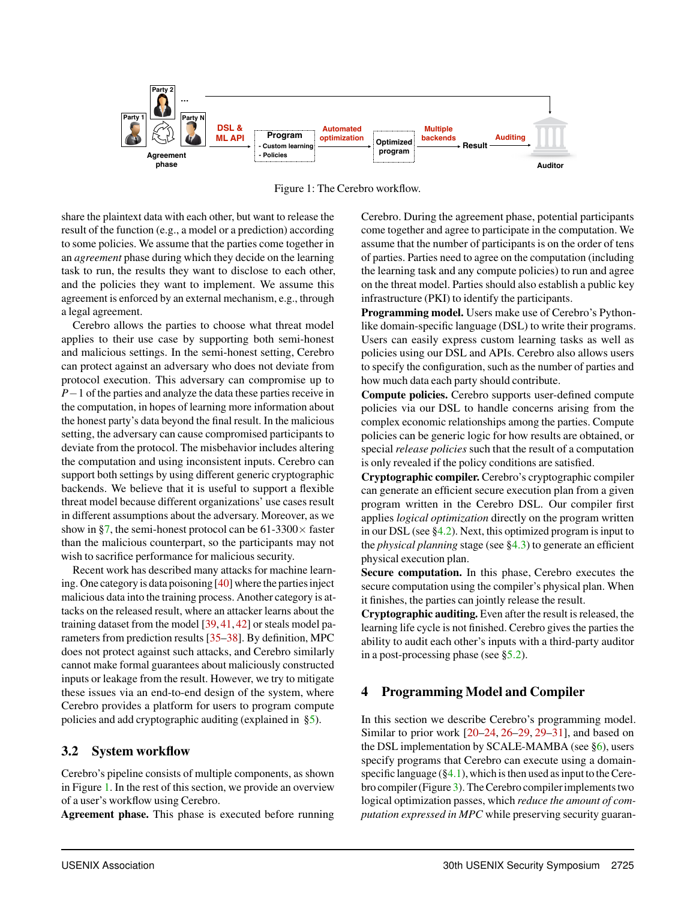Figure 1: The Cerebro workflow.

share the plaintext data with each other, but want to release the result of the function (e.g., a model or a prediction) according to some policies. We assume that the parties come together in an *agreement* phase during which they decide on the learning task to run, the results they want to disclose to each other, and the policies they want to implement. We assume this agreement is enforced by an external mechanism, e.g., through a legal agreement.

Cerebro allows the parties to choose what threat model applies to their use case by supporting both semi-honest and malicious settings. In the semi-honest setting, Cerebro can protect against an adversary who does not deviate from protocol execution. This adversary can compromise up to $P-1$ of the parties and analyze the data these parties receive in the computation, in hopes of learning more information about the honest party's data beyond the final result. In the malicious setting, the adversary can cause compromised participants to deviate from the protocol. The misbehavior includes altering the computation and using inconsistent inputs. Cerebro can support both settings by using different generic cryptographic backends. We believe that it is useful to support a flexible threat model because different organizations' use cases result in different assumptions about the adversary. Moreover, as we show in §7, the semi-honest protocol can be 61-3300× faster than the malicious counterpart, so the participants may not wish to sacrifice performance for malicious security.

Recent work has described many attacks for machine learning. One category is data poisoning [40] where the parties inject malicious data into the training process. Another category is attacks on the released result, where an attacker learns about the training dataset from the model [39, 41, 42] or steals model parameters from prediction results [35–38]. By definition, MPC does not protect against such attacks, and Cerebro similarly cannot make formal guarantees about maliciously constructed inputs or leakage from the result. However, we try to mitigate these issues via an end-to-end design of the system, where Cerebro provides a platform for users to program compute policies and add cryptographic auditing (explained in §5).

## 3.2 System workflow

Cerebro's pipeline consists of multiple components, as shown in Figure 1. In the rest of this section, we provide an overview of a user's workflow using Cerebro.

**Agreement phase.** This phase is executed before running Cerebro. During the agreement phase, potential participants come together and agree to participate in the computation. We assume that the number of participants is on the order of tens of parties. Parties need to agree on the computation (including the learning task and any compute policies) to run and agree on the threat model. Parties should also establish a public key infrastructure (PKI) to identify the participants.

**Programming model.** Users make use of Cerebro's Python-like domain-specific language (DSL) to write their programs. Users can easily express custom learning tasks as well as policies using our DSL and APIs. Cerebro also allows users to specify the configuration, such as the number of parties and how much data each party should contribute.

**Compute policies.** Cerebro supports user-defined compute policies via our DSL to handle concerns arising from the complex economic relationships among the parties. Compute policies can be generic logic for how results are obtained, or special *release policies* such that the result of a computation is only revealed if the policy conditions are satisfied.

**Cryptographic compiler.** Cerebro's cryptographic compiler can generate an efficient secure execution plan from a given program written in the Cerebro DSL. Our compiler first applies *logical optimization* directly on the program written in our DSL (see §4.2). Next, this optimized program is input to the *physical planning* stage (see §4.3) to generate an efficient physical execution plan.

**Secure computation.** In this phase, Cerebro executes the secure computation using the compiler's physical plan. When it finishes, the parties can jointly release the result.

**Cryptographic auditing.** Even after the result is released, the learning life cycle is not finished. Cerebro gives the parties the ability to audit each other's inputs with a third-party auditor in a post-processing phase (see §5.2).

# 4 Programming Model and Compiler

In this section we describe Cerebro's programming model. Similar to prior work [20–24, 26–29, 29–31], and based on the DSL implementation by SCALE-MAMBA (see §6), users specify programs that Cerebro can execute using a domain-specific language (§4.1), which is then used as input to the Cerebro compiler (Figure 3). The Cerebro compiler implements two logical optimization passes, which *reduce the amount of computation expressed in MPC* while preserving security guaran-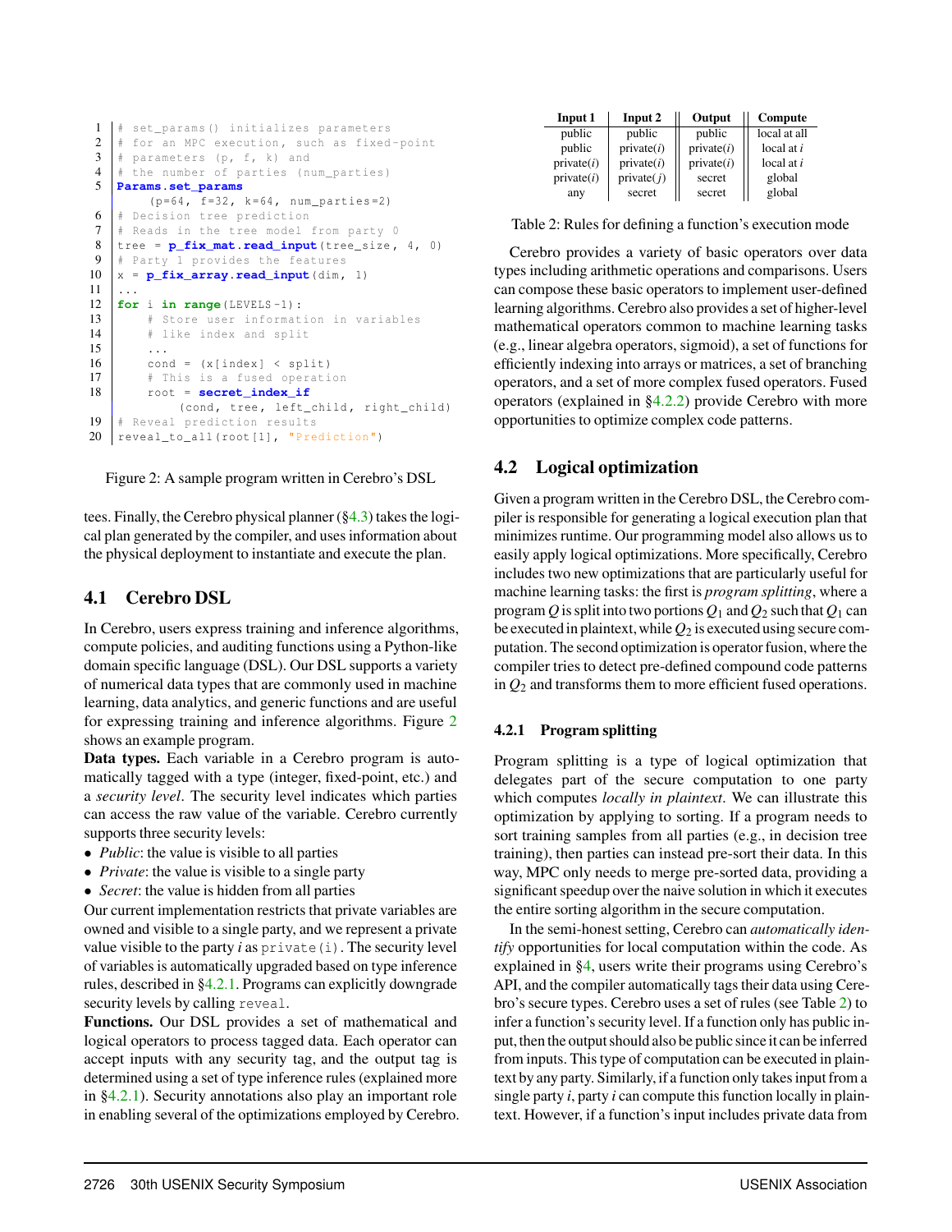```
1  # set_params() initializes parameters
2  # for an MPC execution, such as fixed-point
3  # parameters (p, f, k) and
4  # the number of parties (num_parties)
5  Params.set_params
       (p=64, f=32, k=64, num_parties=2)
6  # Decision tree prediction
7  # Reads in the tree model from party 0
8  tree = p_fix_mat.read_input(tree_size, 4, 0)
9  # Party 1 provides the features
10 x = p_fix_array.read_input(dim, 1)
11 ...
12 for i in range(LEVELS-1):
13     # Store user information in variables
14     # like index and split
15     ...
16     cond = (x[index] < split)
17     # This is a fused operation
18     root = secret_index_if
           (cond, tree, left_child, right_child)
19 # Reveal prediction results
20 reveal_to_all(root[1], "Prediction")
```

Figure 2: A sample program written in Cerebro's DSL

tees. Finally, the Cerebro physical planner (§4.3) takes the logical plan generated by the compiler, and uses information about the physical deployment to instantiate and execute the plan.

## 4.1 Cerebro DSL

In Cerebro, users express training and inference algorithms, compute policies, and auditing functions using a Python-like domain specific language (DSL). Our DSL supports a variety of numerical data types that are commonly used in machine learning, data analytics, and generic functions and are useful for expressing training and inference algorithms. Figure 2 shows an example program.

**Data types.** Each variable in a Cerebro program is automatically tagged with a type (integer, fixed-point, etc.) and a *security level*. The security level indicates which parties can access the raw value of the variable. Cerebro currently supports three security levels:

- *Public*: the value is visible to all parties
- *Private*: the value is visible to a single party
- *Secret*: the value is hidden from all parties

Our current implementation restricts that private variables are owned and visible to a single party, and we represent a private value visible to the party $i$ as `private(i)`. The security level of variables is automatically upgraded based on type inference rules, described in §4.2.1. Programs can explicitly downgrade security levels by calling `reveal`.

**Functions.** Our DSL provides a set of mathematical and logical operators to process tagged data. Each operator can accept inputs with any security tag, and the output tag is determined using a set of type inference rules (explained more in §4.2.1). Security annotations also play an important role in enabling several of the optimizations employed by Cerebro.

| Input 1 | Input 2 | Output | Compute |
|---|---|---|---|
| public | public | public | local at all |
| public | private($i$) | private($i$) | local at $i$ |
| private($i$) | private($i$) | private($i$) | local at $i$ |
| private($i$) | private($j$) | secret | global |
| any | secret | secret | global |

Table 2: Rules for defining a function's execution mode

Cerebro provides a variety of basic operators over data types including arithmetic operations and comparisons. Users can compose these basic operators to implement user-defined learning algorithms. Cerebro also provides a set of higher-level mathematical operators common to machine learning tasks (e.g., linear algebra operators, sigmoid), a set of functions for efficiently indexing into arrays or matrices, a set of branching operators, and a set of more complex fused operators. Fused operators (explained in §4.2.2) provide Cerebro with more opportunities to optimize complex code patterns.

## 4.2 Logical optimization

Given a program written in the Cerebro DSL, the Cerebro compiler is responsible for generating a logical execution plan that minimizes runtime. Our programming model also allows us to easily apply logical optimizations. More specifically, Cerebro includes two new optimizations that are particularly useful for machine learning tasks: the first is *program splitting*, where a program $Q$ is split into two portions $Q_1$ and $Q_2$ such that $Q_1$ can be executed in plaintext, while $Q_2$ is executed using secure computation. The second optimization is operator fusion, where the compiler tries to detect pre-defined compound code patterns in $Q_2$ and transforms them to more efficient fused operations.

### 4.2.1 Program splitting

Program splitting is a type of logical optimization that delegates part of the secure computation to one party which computes *locally in plaintext*. We can illustrate this optimization by applying to sorting. If a program needs to sort training samples from all parties (e.g., in decision tree training), then parties can instead pre-sort their data. In this way, MPC only needs to merge pre-sorted data, providing a significant speedup over the naive solution in which it executes the entire sorting algorithm in the secure computation.

In the semi-honest setting, Cerebro can *automatically identify* opportunities for local computation within the code. As explained in §4, users write their programs using Cerebro's API, and the compiler automatically tags their data using Cerebro's secure types. Cerebro uses a set of rules (see Table 2) to infer a function's security level. If a function only has public input, then the output should also be public since it can be inferred from inputs. This type of computation can be executed in plaintext by any party. Similarly, if a function only takes input from a single party $i$, party $i$ can compute this function locally in plaintext. However, if a function's input includes private data from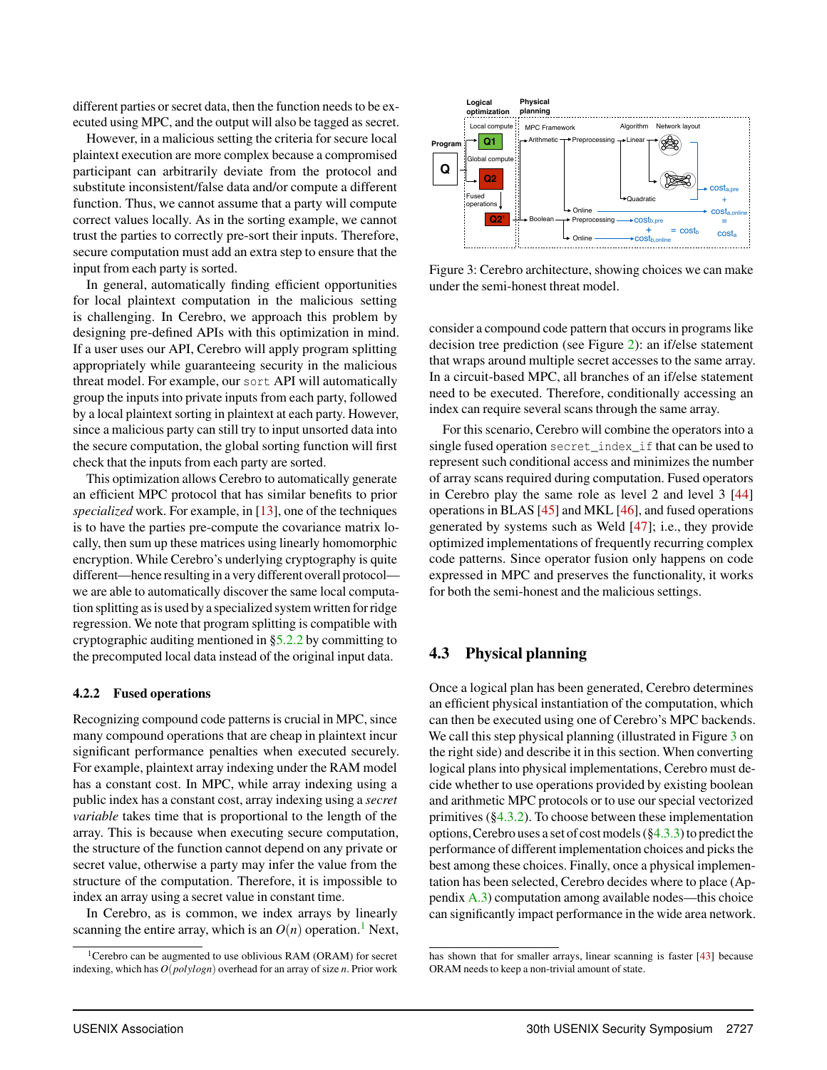different parties or secret data, then the function needs to be executed using MPC, and the output will also be tagged as secret.

However, in a malicious setting the criteria for secure local plaintext execution are more complex because a compromised participant can arbitrarily deviate from the protocol and substitute inconsistent/false data and/or compute a different function. Thus, we cannot assume that a party will compute correct values locally. As in the sorting example, we cannot trust the parties to correctly pre-sort their inputs. Therefore, secure computation must add an extra step to ensure that the input from each party is sorted.

In general, automatically finding efficient opportunities for local plaintext computation in the malicious setting is challenging. In Cerebro, we approach this problem by designing pre-defined APIs with this optimization in mind. If a user uses our API, Cerebro will apply program splitting appropriately while guaranteeing security in the malicious threat model. For example, our `sort` API will automatically group the inputs into private inputs from each party, followed by a local plaintext sorting in plaintext at each party. However, since a malicious party can still try to input unsorted data into the secure computation, the global sorting function will first check that the inputs from each party are sorted.

This optimization allows Cerebro to automatically generate an efficient MPC protocol that has similar benefits to prior *specialized* work. For example, in [13], one of the techniques is to have the parties pre-compute the covariance matrix locally, then sum up these matrices using linearly homomorphic encryption. While Cerebro's underlying cryptography is quite different—hence resulting in a very different overall protocol—we are able to automatically discover the same local computation splitting as is used by a specialized system written for ridge regression. We note that program splitting is compatible with cryptographic auditing mentioned in §5.2.2 by committing to the precomputed local data instead of the original input data.

#### 4.2.2 Fused operations

Recognizing compound code patterns is crucial in MPC, since many compound operations that are cheap in plaintext incur significant performance penalties when executed securely. For example, plaintext array indexing under the RAM model has a constant cost. In MPC, while array indexing using a public index has a constant cost, array indexing using a *secret variable* takes time that is proportional to the length of the array. This is because when executing secure computation, the structure of the function cannot depend on any private or secret value, otherwise a party may infer the value from the structure of the computation. Therefore, it is impossible to index an array using a secret value in constant time.

In Cerebro, as is common, we index arrays by linearly scanning the entire array, which is an $O(n)$ operation.[1] Next, consider a compound code pattern that occurs in programs like decision tree prediction (see Figure 2): an if/else statement that wraps around multiple secret accesses to the same array. In a circuit-based MPC, all branches of an if/else statement need to be executed. Therefore, conditionally accessing an index can require several scans through the same array.

For this scenario, Cerebro will combine the operators into a single fused operation `secret_index_if` that can be used to represent such conditional access and minimizes the number of array scans required during computation. Fused operators in Cerebro play the same role as level 2 and level 3 [44] operations in BLAS [45] and MKL [46], and fused operations generated by systems such as Weld [47]; i.e., they provide optimized implementations of frequently recurring complex code patterns. Since operator fusion only happens on code expressed in MPC and preserves the functionality, it works for both the semi-honest and the malicious settings.

Figure 3: Cerebro architecture, showing choices we can make under the semi-honest threat model.

### 4.3 Physical planning

Once a logical plan has been generated, Cerebro determines an efficient physical instantiation of the computation, which can then be executed using one of Cerebro's MPC backends. We call this step physical planning (illustrated in Figure 3 on the right side) and describe it in this section. When converting logical plans into physical implementations, Cerebro must decide whether to use operations provided by existing boolean and arithmetic MPC protocols or to use our special vectorized primitives (§4.3.2). To choose between these implementation options, Cerebro uses a set of cost models (§4.3.3) to predict the performance of different implementation choices and picks the best among these choices. Finally, once a physical implementation has been selected, Cerebro decides where to place (Appendix A.3) computation among available nodes—this choice can significantly impact performance in the wide area network.

[1] Cerebro can be augmented to use oblivious RAM (ORAM) for secret indexing, which has $O(polylogn)$ overhead for an array of size $n$. Prior work has shown that for smaller arrays, linear scanning is faster [43] because ORAM needs to keep a non-trivial amount of state.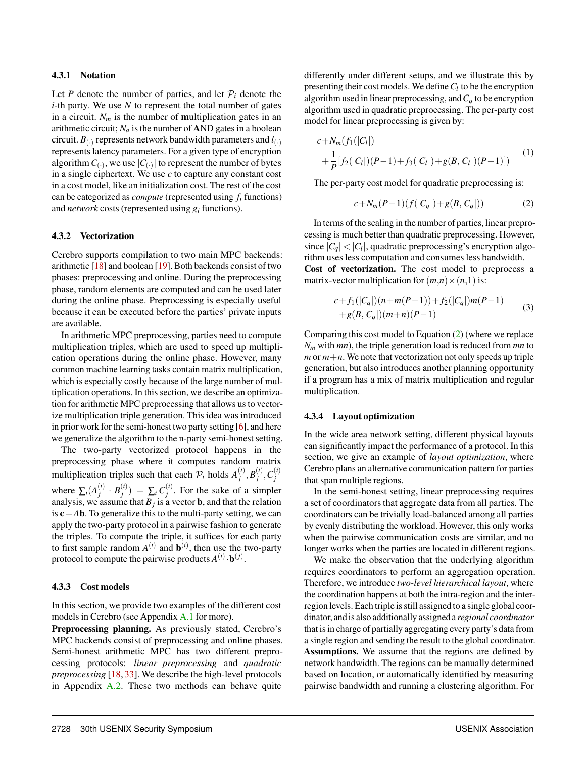#### 4.3.1 Notation

Let $P$ denote the number of parties, and let $\mathcal{P}_i$ denote the $i$-th party. We use $N$ to represent the total number of gates in a circuit. $N_m$ is the number of **m**ultiplication gates in an arithmetic circuit; $N_a$ is the number of **A**ND gates in a boolean circuit. $B_{(\cdot)}$ represents network bandwidth parameters and $l_{(\cdot)}$ represents latency parameters. For a given type of encryption algorithm $C_{(\cdot)}$, we use $|C_{(\cdot)}|$ to represent the number of bytes in a single ciphertext. We use $c$ to capture any constant cost in a cost model, like an initialization cost. The rest of the cost can be categorized as *compute* (represented using $f_i$ functions) and *network* costs (represented using $g_i$ functions).

#### 4.3.2 Vectorization

Cerebro supports compilation to two main MPC backends: arithmetic [18] and boolean [19]. Both backends consist of two phases: preprocessing and online. During the preprocessing phase, random elements are computed and can be used later during the online phase. Preprocessing is especially useful because it can be executed before the parties' private inputs are available.

In arithmetic MPC preprocessing, parties need to compute multiplication triples, which are used to speed up multiplication operations during the online phase. However, many common machine learning tasks contain matrix multiplication, which is especially costly because of the large number of multiplication operations. In this section, we describe an optimization for arithmetic MPC preprocessing that allows us to vectorize multiplication triple generation. This idea was introduced in prior work for the semi-honest two party setting [6], and here we generalize the algorithm to the n-party semi-honest setting.

The two-party vectorized protocol happens in the preprocessing phase where it computes random matrix multiplication triples such that each $\mathcal{P}_i$ holds $A_j^{(i)}, B_j^{(i)}, C_j^{(i)}$ where $\sum_i (A_j^{(i)} \cdot B_j^{(i)}) = \sum_i C_j^{(i)}$. For the sake of a simpler analysis, we assume that $B_j$ is a vector $\mathbf{b}$, and that the relation is $\mathbf{c} = A\mathbf{b}$. To generalize this to the multi-party setting, we can apply the two-party protocol in a pairwise fashion to generate the triples. To compute the triple, it suffices for each party to first sample random $A^{(i)}$ and $\mathbf{b}^{(i)}$, then use the two-party protocol to compute the pairwise products $A^{(i)} \cdot \mathbf{b}^{(j)}$.

#### 4.3.3 Cost models

In this section, we provide two examples of the different cost models in Cerebro (see Appendix A.1 for more).

**Preprocessing planning.** As previously stated, Cerebro's MPC backends consist of preprocessing and online phases. Semi-honest arithmetic MPC has two different preprocessing protocols: *linear preprocessing* and *quadratic preprocessing* [18, 33]. We describe the high-level protocols in Appendix A.2. These two methods can behave quite differently under different setups, and we illustrate this by presenting their cost models. We define $C_l$ to be the encryption algorithm used in linear preprocessing, and $C_q$ to be encryption algorithm used in quadratic preprocessing. The per-party cost model for linear preprocessing is given by:

$$
\begin{aligned}
&c + N_m(f_1(|C_l|) \\
&+ \frac{1}{P}[f_2(|C_l|)(P-1) + f_3(|C_l|) + g(B,|C_l|)(P-1)])
\end{aligned} \tag{1}
$$

The per-party cost model for quadratic preprocessing is:

$$
c + N_m(P-1)(f(|C_q|) + g(B,|C_q|)) \tag{2}
$$

In terms of the scaling in the number of parties, linear preprocessing is much better than quadratic preprocessing. However, since $|C_q| < |C_l|$, quadratic preprocessing's encryption algorithm uses less computation and consumes less bandwidth.

**Cost of vectorization.** The cost model to preprocess a matrix-vector multiplication for $(m,n) \times (n,1)$ is:

$$
\begin{aligned}
&c + f_1(|C_q|)(n + m(P-1)) + f_2(|C_q|)m(P-1) \\
&+ g(B,|C_q|)(m+n)(P-1)
\end{aligned} \tag{3}
$$

Comparing this cost model to Equation (2) (where we replace $N_m$ with $mn$), the triple generation load is reduced from $mn$ to $m$ or $m+n$. We note that vectorization not only speeds up triple generation, but also introduces another planning opportunity if a program has a mix of matrix multiplication and regular multiplication.

#### 4.3.4 Layout optimization

In the wide area network setting, different physical layouts can significantly impact the performance of a protocol. In this section, we give an example of *layout optimization*, where Cerebro plans an alternative communication pattern for parties that span multiple regions.

In the semi-honest setting, linear preprocessing requires a set of coordinators that aggregate data from all parties. The coordinators can be trivially load-balanced among all parties by evenly distributing the workload. However, this only works when the pairwise communication costs are similar, and no longer works when the parties are located in different regions.

We make the observation that the underlying algorithm requires coordinators to perform an aggregation operation. Therefore, we introduce *two-level hierarchical layout*, where the coordination happens at both the intra-region and the inter-region levels. Each triple is still assigned to a single global coordinator, and is also additionally assigned a *regional coordinator* that is in charge of partially aggregating every party's data from a single region and sending the result to the global coordinator.

**Assumptions.** We assume that the regions are defined by network bandwidth. The regions can be manually determined based on location, or automatically identified by measuring pairwise bandwidth and running a clustering algorithm. For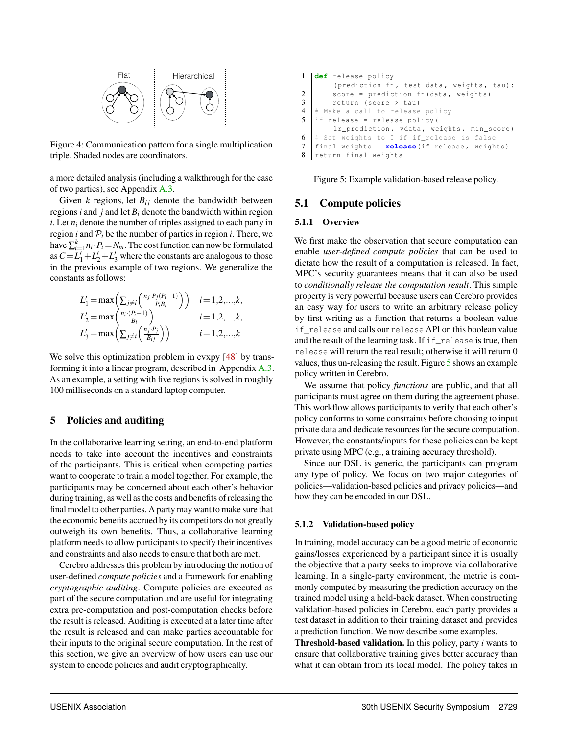Figure 4: Communication pattern for a single multiplication triple. Shaded nodes are coordinators.

a more detailed analysis (including a walkthrough for the case of two parties), see Appendix A.3.

Given $k$ regions, let $B_{ij}$ denote the bandwidth between regions $i$ and $j$ and let $B_i$ denote the bandwidth within region $i$. Let $n_i$ denote the number of triples assigned to each party in region $i$ and $\mathcal{P}_i$ be the number of parties in region $i$. There, we have $\sum_{i=1}^{k} n_i \cdot P_i = N_m$. The cost function can now be formulated as $C = L_1' + L_2' + L_3'$ where the constants are analogous to those in the previous example of two regions. We generalize the constants as follows:

$$
\begin{aligned}
L_1' &= \max\left(\sum_{j \neq i}\left(\frac{n_j \cdot P_j (P_i - 1)}{P_i B_i}\right)\right) & i = 1,2,\ldots,k,\\
L_2' &= \max\left(\frac{n_i \cdot (P_i - 1)}{B_i}\right) & i = 1,2,\ldots,k,\\
L_3' &= \max\left(\sum_{j \neq i}\left(\frac{n_j \cdot P_j}{B_{ij}}\right)\right) & i = 1,2,\ldots,k
\end{aligned}
$$

We solve this optimization problem in cvxpy [48] by transforming it into a linear program, described in Appendix A.3. As an example, a setting with five regions is solved in roughly 100 milliseconds on a standard laptop computer.

## 5 Policies and auditing

In the collaborative learning setting, an end-to-end platform needs to take into account the incentives and constraints of the participants. This is critical when competing parties want to cooperate to train a model together. For example, the participants may be concerned about each other's behavior during training, as well as the costs and benefits of releasing the final model to other parties. A party may want to make sure that the economic benefits accrued by its competitors do not greatly outweigh its own benefits. Thus, a collaborative learning platform needs to allow participants to specify their incentives and constraints and also needs to ensure that both are met.

Cerebro addresses this problem by introducing the notion of user-defined *compute policies* and a framework for enabling *cryptographic auditing*. Compute policies are executed as part of the secure computation and are useful for integrating extra pre-computation and post-computation checks before the result is released. Auditing is executed at a later time after the result is released and can make parties accountable for their inputs to the original secure computation. In the rest of this section, we give an overview of how users can use our system to encode policies and audit cryptographically.

```
1  def release_policy
       (prediction_fn, test_data, weights, tau):
2      score = prediction_fn(data, weights)
3      return (score > tau)
4  # Make a call to release_policy
5  if_release = release_policy(
       lr_prediction, vdata, weights, min_score)
6  # Set weights to 0 if if_release is false
7  final_weights = release(if_release, weights)
8  return final_weights
```

Figure 5: Example validation-based release policy.

### 5.1 Compute policies

#### 5.1.1 Overview

We first make the observation that secure computation can enable *user-defined compute policies* that can be used to dictate how the result of a computation is released. In fact, MPC's security guarantees means that it can also be used to *conditionally release the computation result*. This simple property is very powerful because users can Cerebro provides an easy way for users to write an arbitrary release policy by first writing as a function that returns a boolean value `if_release` and calls our `release` API on this boolean value and the result of the learning task. If `if_release` is true, then `release` will return the real result; otherwise it will return 0 values, thus un-releasing the result. Figure 5 shows an example policy written in Cerebro.

We assume that policy *functions* are public, and that all participants must agree on them during the agreement phase. This workflow allows participants to verify that each other's policy conforms to some constraints before choosing to input private data and dedicate resources for the secure computation. However, the constants/inputs for these policies can be kept private using MPC (e.g., a training accuracy threshold).

Since our DSL is generic, the participants can program any type of policy. We focus on two major categories of policies—validation-based policies and privacy policies—and how they can be encoded in our DSL.

#### 5.1.2 Validation-based policy

In training, model accuracy can be a good metric of economic gains/losses experienced by a participant since it is usually the objective that a party seeks to improve via collaborative learning. In a single-party environment, the metric is commonly computed by measuring the prediction accuracy on the trained model using a held-back dataset. When constructing validation-based policies in Cerebro, each party provides a test dataset in addition to their training dataset and provides a prediction function. We now describe some examples.

**Threshold-based validation.** In this policy, party $i$ wants to ensure that collaborative training gives better accuracy than what it can obtain from its local model. The policy takes in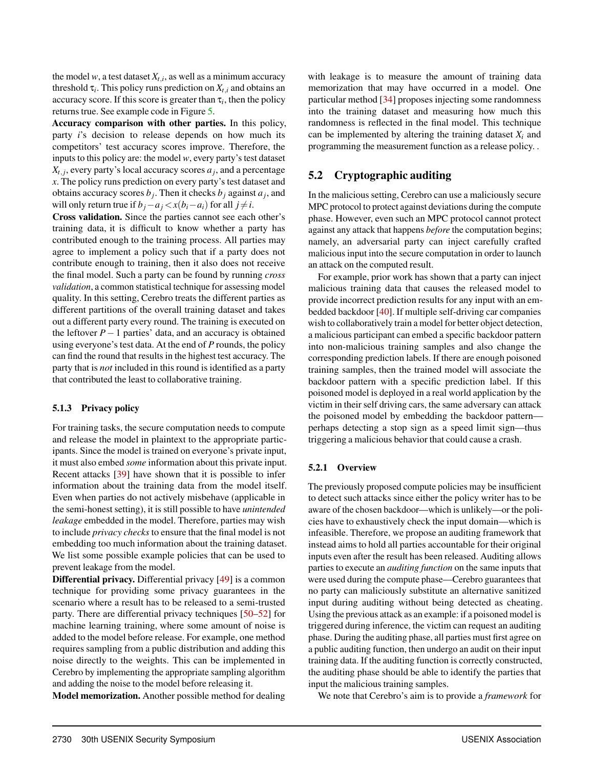the model $w$, a test dataset $X_{t,i}$, as well as a minimum accuracy threshold $\tau_i$. This policy runs prediction on $X_{t,i}$ and obtains an accuracy score. If this score is greater than $\tau_i$, then the policy returns true. See example code in Figure 5.

**Accuracy comparison with other parties.** In this policy, party $i$'s decision to release depends on how much its competitors' test accuracy scores improve. Therefore, the inputs to this policy are: the model $w$, every party's test dataset $X_{t,j}$, every party's local accuracy scores $a_j$, and a percentage $x$. The policy runs prediction on every party's test dataset and obtains accuracy scores $b_j$. Then it checks $b_j$ against $a_j$, and will only return true if $b_j - a_j < x(b_i - a_i)$ for all $j \neq i$.

**Cross validation.** Since the parties cannot see each other's training data, it is difficult to know whether a party has contributed enough to the training process. All parties may agree to implement a policy such that if a party does not contribute enough to training, then it also does not receive the final model. Such a party can be found by running *cross validation*, a common statistical technique for assessing model quality. In this setting, Cerebro treats the different parties as different partitions of the overall training dataset and takes out a different party every round. The training is executed on the leftover $P-1$ parties' data, and an accuracy is obtained using everyone's test data. At the end of $P$ rounds, the policy can find the round that results in the highest test accuracy. The party that is *not* included in this round is identified as a party that contributed the least to collaborative training.

#### 5.1.3 Privacy policy

For training tasks, the secure computation needs to compute and release the model in plaintext to the appropriate participants. Since the model is trained on everyone's private input, it must also embed *some* information about this private input. Recent attacks [39] have shown that it is possible to infer information about the training data from the model itself. Even when parties do not actively misbehave (applicable in the semi-honest setting), it is still possible to have *unintended leakage* embedded in the model. Therefore, parties may wish to include *privacy checks* to ensure that the final model is not embedding too much information about the training dataset. We list some possible example policies that can be used to prevent leakage from the model.

**Differential privacy.** Differential privacy [49] is a common technique for providing some privacy guarantees in the scenario where a result has to be released to a semi-trusted party. There are differential privacy techniques [50–52] for machine learning training, where some amount of noise is added to the model before release. For example, one method requires sampling from a public distribution and adding this noise directly to the weights. This can be implemented in Cerebro by implementing the appropriate sampling algorithm and adding the noise to the model before releasing it.

**Model memorization.** Another possible method for dealing with leakage is to measure the amount of training data memorization that may have occurred in a model. One particular method [34] proposes injecting some randomness into the training dataset and measuring how much this randomness is reflected in the final model. This technique can be implemented by altering the training dataset $X_i$ and programming the measurement function as a release policy. .

### 5.2 Cryptographic auditing

In the malicious setting, Cerebro can use a maliciously secure MPC protocol to protect against deviations during the compute phase. However, even such an MPC protocol cannot protect against any attack that happens *before* the computation begins; namely, an adversarial party can inject carefully crafted malicious input into the secure computation in order to launch an attack on the computed result.

For example, prior work has shown that a party can inject malicious training data that causes the released model to provide incorrect prediction results for any input with an embedded backdoor [40]. If multiple self-driving car companies wish to collaboratively train a model for better object detection, a malicious participant can embed a specific backdoor pattern into non-malicious training samples and also change the corresponding prediction labels. If there are enough poisoned training samples, then the trained model will associate the backdoor pattern with a specific prediction label. If this poisoned model is deployed in a real world application by the victim in their self driving cars, the same adversary can attack the poisoned model by embedding the backdoor pattern—perhaps detecting a stop sign as a speed limit sign—thus triggering a malicious behavior that could cause a crash.

#### 5.2.1 Overview

The previously proposed compute policies may be insufficient to detect such attacks since either the policy writer has to be aware of the chosen backdoor—which is unlikely—or the policies have to exhaustively check the input domain—which is infeasible. Therefore, we propose an auditing framework that instead aims to hold all parties accountable for their original inputs even after the result has been released. Auditing allows parties to execute an *auditing function* on the same inputs that were used during the compute phase—Cerebro guarantees that no party can maliciously substitute an alternative sanitized input during auditing without being detected as cheating. Using the previous attack as an example: if a poisoned model is triggered during inference, the victim can request an auditing phase. During the auditing phase, all parties must first agree on a public auditing function, then undergo an audit on their input training data. If the auditing function is correctly constructed, the auditing phase should be able to identify the parties that input the malicious training samples.

We note that Cerebro's aim is to provide a *framework* for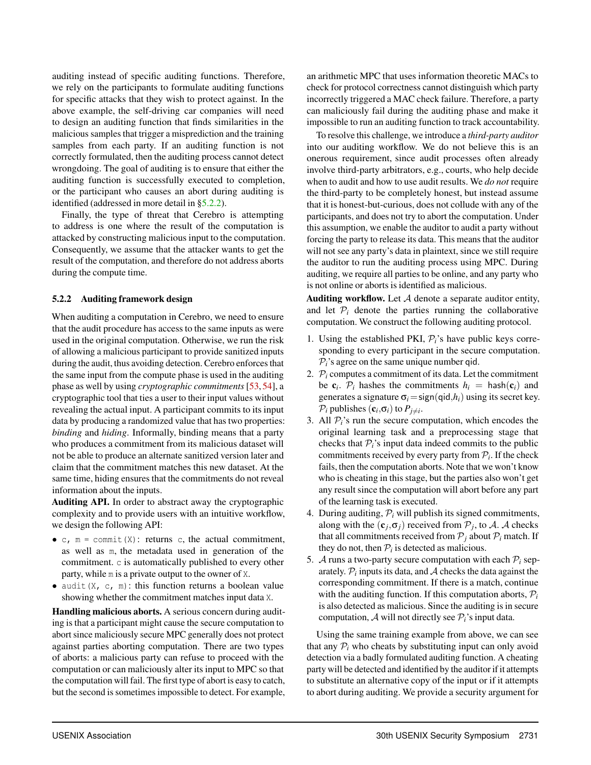auditing instead of specific auditing functions. Therefore, we rely on the participants to formulate auditing functions for specific attacks that they wish to protect against. In the above example, the self-driving car companies will need to design an auditing function that finds similarities in the malicious samples that trigger a misprediction and the training samples from each party. If an auditing function is not correctly formulated, then the auditing process cannot detect wrongdoing. The goal of auditing is to ensure that either the auditing function is successfully executed to completion, or the participant who causes an abort during auditing is identified (addressed in more detail in §5.2.2).

Finally, the type of threat that Cerebro is attempting to address is one where the result of the computation is attacked by constructing malicious input to the computation. Consequently, we assume that the attacker wants to get the result of the computation, and therefore do not address aborts during the compute time.

#### 5.2.2 Auditing framework design

When auditing a computation in Cerebro, we need to ensure that the audit procedure has access to the same inputs as were used in the original computation. Otherwise, we run the risk of allowing a malicious participant to provide sanitized inputs during the audit, thus avoiding detection. Cerebro enforces that the same input from the compute phase is used in the auditing phase as well by using *cryptographic commitments* [53, 54], a cryptographic tool that ties a user to their input values without revealing the actual input. A participant commits to its input data by producing a randomized value that has two properties: *binding* and *hiding*. Informally, binding means that a party who produces a commitment from its malicious dataset will not be able to produce an alternate sanitized version later and claim that the commitment matches this new dataset. At the same time, hiding ensures that the commitments do not reveal information about the inputs.

**Auditing API.** In order to abstract away the cryptographic complexity and to provide users with an intuitive workflow, we design the following API:

- `c, m = commit(X)`: returns `c`, the actual commitment, as well as `m`, the metadata used in generation of the commitment. `c` is automatically published to every other party, while `m` is a private output to the owner of `X`.
- `audit(X, c, m)`: this function returns a boolean value showing whether the commitment matches input data `X`.

**Handling malicious aborts.** A serious concern during auditing is that a participant might cause the secure computation to abort since maliciously secure MPC generally does not protect against parties aborting computation. There are two types of aborts: a malicious party can refuse to proceed with the computation or can maliciously alter its input to MPC so that the computation will fail. The first type of abort is easy to catch, but the second is sometimes impossible to detect. For example, an arithmetic MPC that uses information theoretic MACs to check for protocol correctness cannot distinguish which party incorrectly triggered a MAC check failure. Therefore, a party can maliciously fail during the auditing phase and make it impossible to run an auditing function to track accountability.

To resolve this challenge, we introduce a *third-party auditor* into our auditing workflow. We do not believe this is an onerous requirement, since audit processes often already involve third-party arbitrators, e.g., courts, who help decide when to audit and how to use audit results. We *do not* require the third-party to be completely honest, but instead assume that it is honest-but-curious, does not collude with any of the participants, and does not try to abort the computation. Under this assumption, we enable the auditor to audit a party without forcing the party to release its data. This means that the auditor will not see any party's data in plaintext, since we still require the auditor to run the auditing process using MPC. During auditing, we require all parties to be online, and any party who is not online or aborts is identified as malicious.

**Auditing workflow.** Let $\mathcal{A}$ denote a separate auditor entity, and let $\mathcal{P}_i$ denote the parties running the collaborative computation. We construct the following auditing protocol.

1. Using the established PKI, $\mathcal{P}_i$'s have public keys corresponding to every participant in the secure computation. $\mathcal{P}_i$'s agree on the same unique number $\mathsf{qid}$.
2. $\mathcal{P}_i$ computes a commitment of its data. Let the commitment be $\mathbf{c}_i$. $\mathcal{P}_i$ hashes the commitments $h_i = \mathsf{hash}(\mathbf{c}_i)$ and generates a signature $\sigma_i = \mathsf{sign}(\mathsf{qid}, h_i)$ using its secret key. $\mathcal{P}_i$ publishes $(\mathbf{c}_i, \sigma_i)$ to $P_{j \neq i}$.
3. All $\mathcal{P}_i$'s run the secure computation, which encodes the original learning task and a preprocessing stage that checks that $\mathcal{P}_i$'s input data indeed commits to the public commitments received by every party from $\mathcal{P}_i$. If the check fails, then the computation aborts. Note that we won't know who is cheating in this stage, but the parties also won't get any result since the computation will abort before any part of the learning task is executed.
4. During auditing, $\mathcal{P}_i$ will publish its signed commitments, along with the $(\mathbf{c}_j, \sigma_j)$ received from $\mathcal{P}_j$, to $\mathcal{A}$. $\mathcal{A}$ checks that all commitments received from $\mathcal{P}_j$ about $\mathcal{P}_i$ match. If they do not, then $\mathcal{P}_i$ is detected as malicious.
5. $\mathcal{A}$ runs a two-party secure computation with each $\mathcal{P}_i$ separately. $\mathcal{P}_i$ inputs its data, and $\mathcal{A}$ checks the data against the corresponding commitment. If there is a match, continue with the auditing function. If this computation aborts, $\mathcal{P}_i$ is also detected as malicious. Since the auditing is in secure computation, $\mathcal{A}$ will not directly see $\mathcal{P}_i$'s input data.

Using the same training example from above, we can see that any $\mathcal{P}_i$ who cheats by substituting input can only avoid detection via a badly formulated auditing function. A cheating party will be detected and identified by the auditor if it attempts to substitute an alternative copy of the input or if it attempts to abort during auditing. We provide a security argument for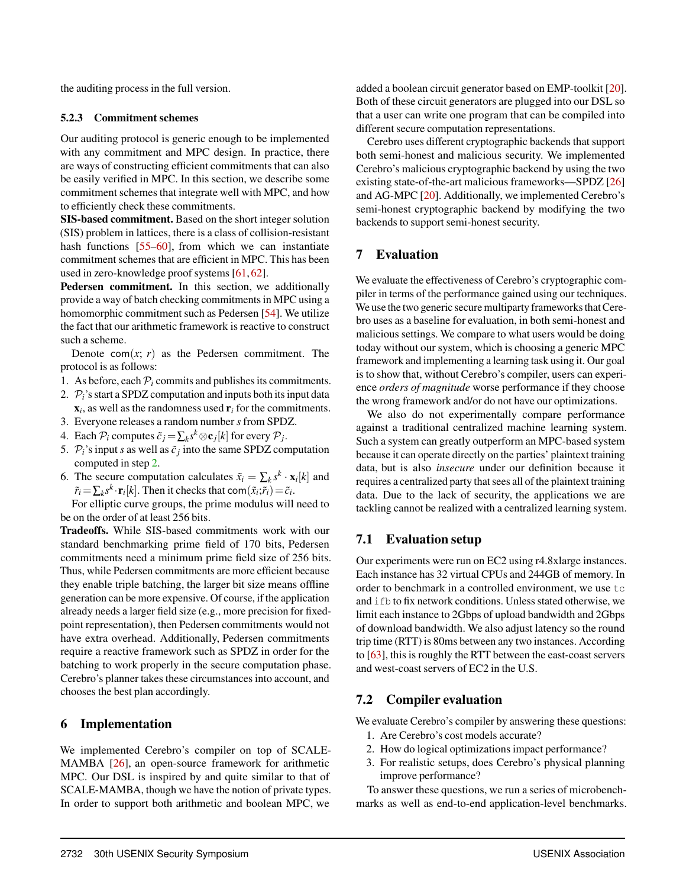the auditing process in the full version.

### 5.2.3 Commitment schemes

Our auditing protocol is generic enough to be implemented with any commitment and MPC design. In practice, there are ways of constructing efficient commitments that can also be easily verified in MPC. In this section, we describe some commitment schemes that integrate well with MPC, and how to efficiently check these commitments.

**SIS-based commitment.** Based on the short integer solution (SIS) problem in lattices, there is a class of collision-resistant hash functions [55–60], from which we can instantiate commitment schemes that are efficient in MPC. This has been used in zero-knowledge proof systems [61, 62].

**Pedersen commitment.** In this section, we additionally provide a way of batch checking commitments in MPC using a homomorphic commitment such as Pedersen [54]. We utilize the fact that our arithmetic framework is reactive to construct such a scheme.

Denote $\mathsf{com}(x;\, r)$ as the Pedersen commitment. The protocol is as follows:

1. As before, each $\mathcal{P}_i$ commits and publishes its commitments.
2. $\mathcal{P}_i$'s start a SPDZ computation and inputs both its input data $\mathbf{x}_i$, as well as the randomness used $\mathbf{r}_i$ for the commitments.
3. Everyone releases a random number $s$ from SPDZ.
4. Each $\mathcal{P}_i$ computes $\tilde{c}_j = \sum_k s^k \otimes \mathbf{c}_j[k]$ for every $\mathcal{P}_j$.
5. $\mathcal{P}_i$'s input $s$ as well as $\tilde{c}_j$ into the same SPDZ computation computed in step 2.
6. The secure computation calculates $\tilde{x}_i = \sum_k s^k \cdot \mathbf{x}_i[k]$ and $\tilde{r}_i = \sum_k s^k \cdot \mathbf{r}_i[k]$. Then it checks that $\mathsf{com}(\tilde{x}_i; \tilde{r}_i) = \tilde{c}_i$.

For elliptic curve groups, the prime modulus will need to be on the order of at least 256 bits.

**Tradeoffs.** While SIS-based commitments work with our standard benchmarking prime field of 170 bits, Pedersen commitments need a minimum prime field size of 256 bits. Thus, while Pedersen commitments are more efficient because they enable triple batching, the larger bit size means offline generation can be more expensive. Of course, if the application already needs a larger field size (e.g., more precision for fixed-point representation), then Pedersen commitments would not have extra overhead. Additionally, Pedersen commitments require a reactive framework such as SPDZ in order for the batching to work properly in the secure computation phase. Cerebro's planner takes these circumstances into account, and chooses the best plan accordingly.

## 6 Implementation

We implemented Cerebro's compiler on top of SCALE-MAMBA [26], an open-source framework for arithmetic MPC. Our DSL is inspired by and quite similar to that of SCALE-MAMBA, though we have the notion of private types. In order to support both arithmetic and boolean MPC, we added a boolean circuit generator based on EMP-toolkit [20]. Both of these circuit generators are plugged into our DSL so that a user can write one program that can be compiled into different secure computation representations.

Cerebro uses different cryptographic backends that support both semi-honest and malicious security. We implemented Cerebro's malicious cryptographic backend by using the two existing state-of-the-art malicious frameworks—SPDZ [26] and AG-MPC [20]. Additionally, we implemented Cerebro's semi-honest cryptographic backend by modifying the two backends to support semi-honest security.

## 7 Evaluation

We evaluate the effectiveness of Cerebro's cryptographic compiler in terms of the performance gained using our techniques. We use the two generic secure multiparty frameworks that Cerebro uses as a baseline for evaluation, in both semi-honest and malicious settings. We compare to what users would be doing today without our system, which is choosing a generic MPC framework and implementing a learning task using it. Our goal is to show that, without Cerebro's compiler, users can experience *orders of magnitude* worse performance if they choose the wrong framework and/or do not have our optimizations.

We also do not experimentally compare performance against a traditional centralized machine learning system. Such a system can greatly outperform an MPC-based system because it can operate directly on the parties' plaintext training data, but is also *insecure* under our definition because it requires a centralized party that sees all of the plaintext training data. Due to the lack of security, the applications we are tackling cannot be realized with a centralized learning system.

### 7.1 Evaluation setup

Our experiments were run on EC2 using r4.8xlarge instances. Each instance has 32 virtual CPUs and 244GB of memory. In order to benchmark in a controlled environment, we use `tc` and `ifb` to fix network conditions. Unless stated otherwise, we limit each instance to 2Gbps of upload bandwidth and 2Gbps of download bandwidth. We also adjust latency so the round trip time (RTT) is 80ms between any two instances. According to [63], this is roughly the RTT between the east-coast servers and west-coast servers of EC2 in the U.S.

### 7.2 Compiler evaluation

We evaluate Cerebro's compiler by answering these questions:

1. Are Cerebro's cost models accurate?
2. How do logical optimizations impact performance?
3. For realistic setups, does Cerebro's physical planning improve performance?

To answer these questions, we run a series of microbenchmarks as well as end-to-end application-level benchmarks.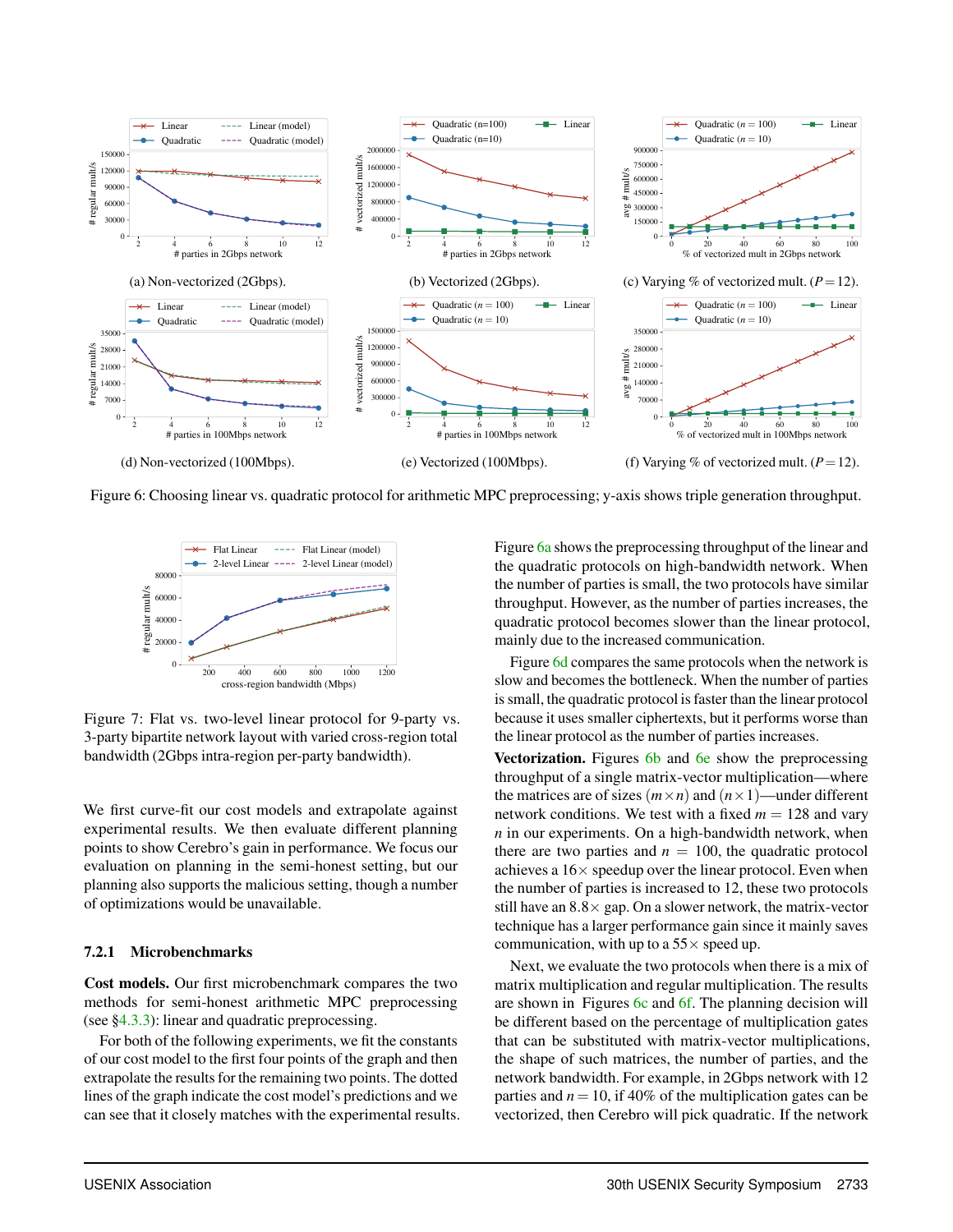(a) Non-vectorized (2Gbps).

(b) Vectorized (2Gbps).

(c) Varying % of vectorized mult. ($P = 12$).

(d) Non-vectorized (100Mbps).

(e) Vectorized (100Mbps).

(f) Varying % of vectorized mult. ($P = 12$).

Figure 6: Choosing linear vs. quadratic protocol for arithmetic MPC preprocessing; y-axis shows triple generation throughput.

Figure 7: Flat vs. two-level linear protocol for 9-party vs. 3-party bipartite network layout with varied cross-region total bandwidth (2Gbps intra-region per-party bandwidth).

We first curve-fit our cost models and extrapolate against experimental results. We then evaluate different planning points to show Cerebro's gain in performance. We focus our evaluation on planning in the semi-honest setting, but our planning also supports the malicious setting, though a number of optimizations would be unavailable.

### 7.2.1 Microbenchmarks

**Cost models.** Our first microbenchmark compares the two methods for semi-honest arithmetic MPC preprocessing (see §4.3.3): linear and quadratic preprocessing.

For both of the following experiments, we fit the constants of our cost model to the first four points of the graph and then extrapolate the results for the remaining two points. The dotted lines of the graph indicate the cost model's predictions and we can see that it closely matches with the experimental results.

Figure 6a shows the preprocessing throughput of the linear and the quadratic protocols on high-bandwidth network. When the number of parties is small, the two protocols have similar throughput. However, as the number of parties increases, the quadratic protocol becomes slower than the linear protocol, mainly due to the increased communication.

Figure 6d compares the same protocols when the network is slow and becomes the bottleneck. When the number of parties is small, the quadratic protocol is faster than the linear protocol because it uses smaller ciphertexts, but it performs worse than the linear protocol as the number of parties increases.

**Vectorization.** Figures 6b and 6e show the preprocessing throughput of a single matrix-vector multiplication—where the matrices are of sizes $(m \times n)$ and $(n \times 1)$—under different network conditions. We test with a fixed $m = 128$ and vary $n$ in our experiments. On a high-bandwidth network, when there are two parties and $n = 100$, the quadratic protocol achieves a 16× speedup over the linear protocol. Even when the number of parties is increased to 12, these two protocols still have an 8.8× gap. On a slower network, the matrix-vector technique has a larger performance gain since it mainly saves communication, with up to a 55× speed up.

Next, we evaluate the two protocols when there is a mix of matrix multiplication and regular multiplication. The results are shown in Figures 6c and 6f. The planning decision will be different based on the percentage of multiplication gates that can be substituted with matrix-vector multiplications, the shape of such matrices, the number of parties, and the network bandwidth. For example, in 2Gbps network with 12 parties and $n = 10$, if 40% of the multiplication gates can be vectorized, then Cerebro will pick quadratic. If the network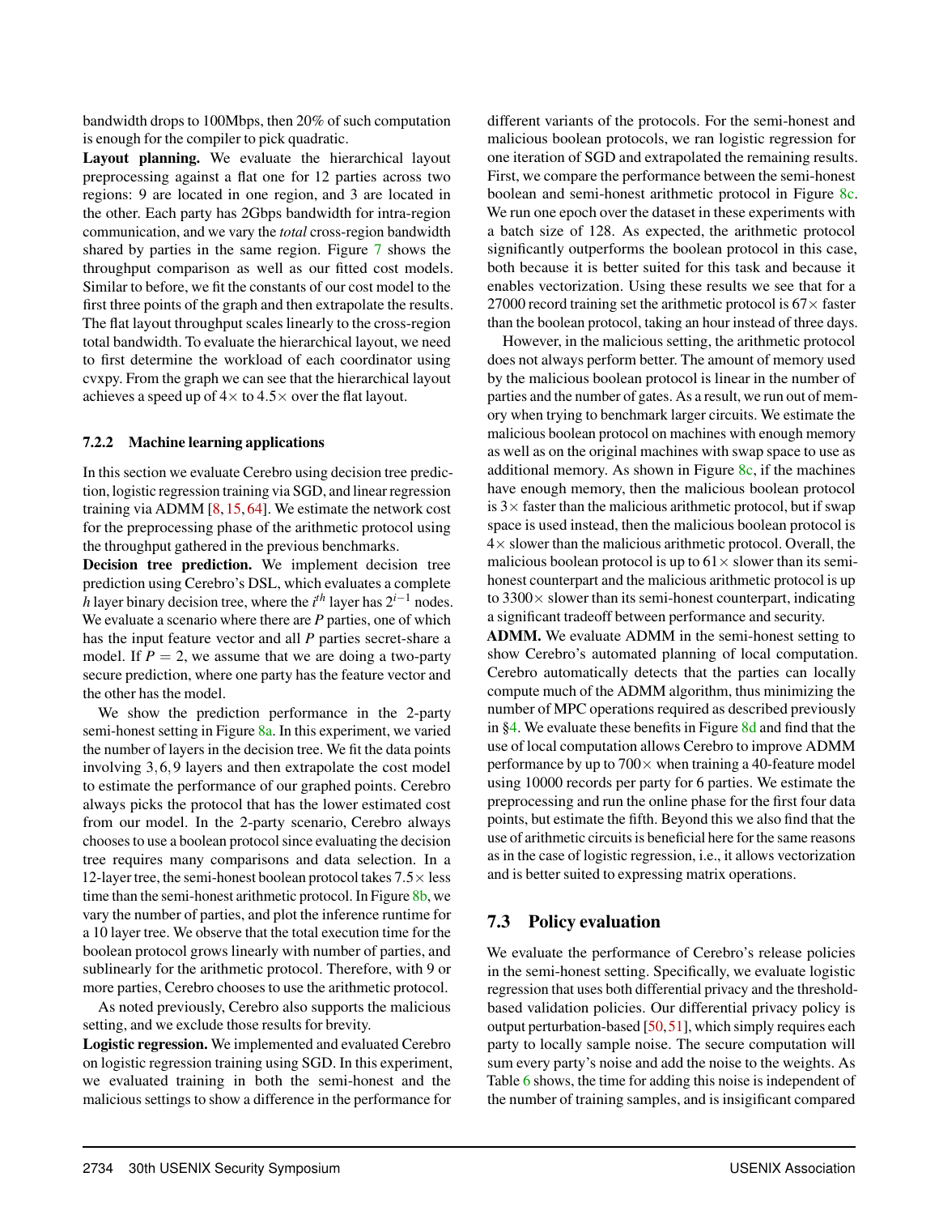bandwidth drops to 100Mbps, then 20% of such computation is enough for the compiler to pick quadratic.

**Layout planning.** We evaluate the hierarchical layout preprocessing against a flat one for 12 parties across two regions: 9 are located in one region, and 3 are located in the other. Each party has 2Gbps bandwidth for intra-region communication, and we vary the *total* cross-region bandwidth shared by parties in the same region. Figure 7 shows the throughput comparison as well as our fitted cost models. Similar to before, we fit the constants of our cost model to the first three points of the graph and then extrapolate the results. The flat layout throughput scales linearly to the cross-region total bandwidth. To evaluate the hierarchical layout, we need to first determine the workload of each coordinator using cvxpy. From the graph we can see that the hierarchical layout achieves a speed up of 4× to 4.5× over the flat layout.

#### 7.2.2 Machine learning applications

In this section we evaluate Cerebro using decision tree prediction, logistic regression training via SGD, and linear regression training via ADMM [8, 15, 64]. We estimate the network cost for the preprocessing phase of the arithmetic protocol using the throughput gathered in the previous benchmarks.

**Decision tree prediction.** We implement decision tree prediction using Cerebro's DSL, which evaluates a complete $h$ layer binary decision tree, where the $i^{th}$ layer has $2^{i-1}$ nodes. We evaluate a scenario where there are $P$ parties, one of which has the input feature vector and all $P$ parties secret-share a model. If $P = 2$, we assume that we are doing a two-party secure prediction, where one party has the feature vector and the other has the model.

We show the prediction performance in the 2-party semi-honest setting in Figure 8a. In this experiment, we varied the number of layers in the decision tree. We fit the data points involving 3, 6, 9 layers and then extrapolate the cost model to estimate the performance of our graphed points. Cerebro always picks the protocol that has the lower estimated cost from our model. In the 2-party scenario, Cerebro always chooses to use a boolean protocol since evaluating the decision tree requires many comparisons and data selection. In a 12-layer tree, the semi-honest boolean protocol takes 7.5× less time than the semi-honest arithmetic protocol. In Figure 8b, we vary the number of parties, and plot the inference runtime for a 10 layer tree. We observe that the total execution time for the boolean protocol grows linearly with number of parties, and sublinearly for the arithmetic protocol. Therefore, with 9 or more parties, Cerebro chooses to use the arithmetic protocol.

As noted previously, Cerebro also supports the malicious setting, and we exclude those results for brevity.

**Logistic regression.** We implemented and evaluated Cerebro on logistic regression training using SGD. In this experiment, we evaluated training in both the semi-honest and the malicious settings to show a difference in the performance for different variants of the protocols. For the semi-honest and malicious boolean protocols, we ran logistic regression for one iteration of SGD and extrapolated the remaining results. First, we compare the performance between the semi-honest boolean and semi-honest arithmetic protocol in Figure 8c. We run one epoch over the dataset in these experiments with a batch size of 128. As expected, the arithmetic protocol significantly outperforms the boolean protocol in this case, both because it is better suited for this task and because it enables vectorization. Using these results we see that for a 27000 record training set the arithmetic protocol is 67× faster than the boolean protocol, taking an hour instead of three days.

However, in the malicious setting, the arithmetic protocol does not always perform better. The amount of memory used by the malicious boolean protocol is linear in the number of parties and the number of gates. As a result, we run out of memory when trying to benchmark larger circuits. We estimate the malicious boolean protocol on machines with enough memory as well as on the original machines with swap space to use as additional memory. As shown in Figure 8c, if the machines have enough memory, then the malicious boolean protocol is 3× faster than the malicious arithmetic protocol, but if swap space is used instead, then the malicious boolean protocol is 4× slower than the malicious arithmetic protocol. Overall, the malicious boolean protocol is up to 61× slower than its semi-honest counterpart and the malicious arithmetic protocol is up to 3300× slower than its semi-honest counterpart, indicating a significant tradeoff between performance and security.

**ADMM.** We evaluate ADMM in the semi-honest setting to show Cerebro's automated planning of local computation. Cerebro automatically detects that the parties can locally compute much of the ADMM algorithm, thus minimizing the number of MPC operations required as described previously in §4. We evaluate these benefits in Figure 8d and find that the use of local computation allows Cerebro to improve ADMM performance by up to 700× when training a 40-feature model using 10000 records per party for 6 parties. We estimate the preprocessing and run the online phase for the first four data points, but estimate the fifth. Beyond this we also find that the use of arithmetic circuits is beneficial here for the same reasons as in the case of logistic regression, i.e., it allows vectorization and is better suited to expressing matrix operations.

### 7.3 Policy evaluation

We evaluate the performance of Cerebro's release policies in the semi-honest setting. Specifically, we evaluate logistic regression that uses both differential privacy and the threshold-based validation policies. Our differential privacy policy is output perturbation-based [50, 51], which simply requires each party to locally sample noise. The secure computation will sum every party's noise and add the noise to the weights. As Table 6 shows, the time for adding this noise is independent of the number of training samples, and is insigificant compared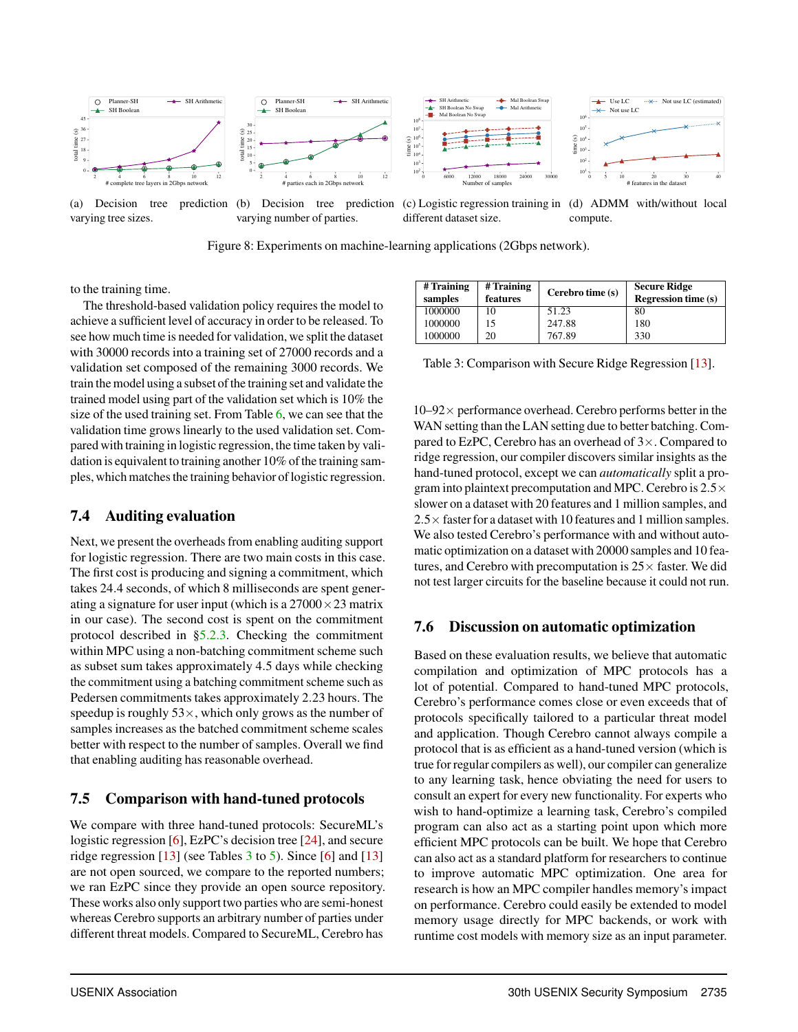(a) Decision tree prediction varying tree sizes.

(b) Decision tree prediction varying number of parties.

(c) Logistic regression training in different dataset size.

(d) ADMM with/without local compute.

Figure 8: Experiments on machine-learning applications (2Gbps network).

to the training time.

The threshold-based validation policy requires the model to achieve a sufficient level of accuracy in order to be released. To see how much time is needed for validation, we split the dataset with 30000 records into a training set of 27000 records and a validation set composed of the remaining 3000 records. We train the model using a subset of the training set and validate the trained model using part of the validation set which is 10% the size of the used training set. From Table 6, we can see that the validation time grows linearly to the used validation set. Compared with training in logistic regression, the time taken by validation is equivalent to training another 10% of the training samples, which matches the training behavior of logistic regression.

### 7.4 Auditing evaluation

Next, we present the overheads from enabling auditing support for logistic regression. There are two main costs in this case. The first cost is producing and signing a commitment, which takes 24.4 seconds, of which 8 milliseconds are spent generating a signature for user input (which is a $27000 \times 23$ matrix in our case). The second cost is spent on the commitment protocol described in §5.2.3. Checking the commitment within MPC using a non-batching commitment scheme such as subset sum takes approximately 4.5 days while checking the commitment using a batching commitment scheme such as Pedersen commitments takes approximately 2.23 hours. The speedup is roughly $53\times$, which only grows as the number of samples increases as the batched commitment scheme scales better with respect to the number of samples. Overall we find that enabling auditing has reasonable overhead.

### 7.5 Comparison with hand-tuned protocols

We compare with three hand-tuned protocols: SecureML's logistic regression [6], EzPC's decision tree [24], and secure ridge regression [13] (see Tables 3 to 5). Since [6] and [13] are not open sourced, we compare to the reported numbers; we ran EzPC since they provide an open source repository. These works also only support two parties who are semi-honest whereas Cerebro supports an arbitrary number of parties under different threat models. Compared to SecureML, Cerebro has

| # Training samples | # Training features | Cerebro time (s) | Secure Ridge Regression time (s) |
|---|---|---|---|
| 1000000 | 10 | 51.23 | 80 |
| 1000000 | 15 | 247.88 | 180 |
| 1000000 | 20 | 767.89 | 330 |

Table 3: Comparison with Secure Ridge Regression [13].

10–$92\times$ performance overhead. Cerebro performs better in the WAN setting than the LAN setting due to better batching. Compared to EzPC, Cerebro has an overhead of $3\times$. Compared to ridge regression, our compiler discovers similar insights as the hand-tuned protocol, except we can *automatically* split a program into plaintext precomputation and MPC. Cerebro is $2.5\times$ slower on a dataset with 20 features and 1 million samples, and $2.5\times$ faster for a dataset with 10 features and 1 million samples. We also tested Cerebro's performance with and without automatic optimization on a dataset with 20000 samples and 10 features, and Cerebro with precomputation is $25\times$ faster. We did not test larger circuits for the baseline because it could not run.

### 7.6 Discussion on automatic optimization

Based on these evaluation results, we believe that automatic compilation and optimization of MPC protocols has a lot of potential. Compared to hand-tuned MPC protocols, Cerebro's performance comes close or even exceeds that of protocols specifically tailored to a particular threat model and application. Though Cerebro cannot always compile a protocol that is as efficient as a hand-tuned version (which is true for regular compilers as well), our compiler can generalize to any learning task, hence obviating the need for users to consult an expert for every new functionality. For experts who wish to hand-optimize a learning task, Cerebro's compiled program can also act as a starting point upon which more efficient MPC protocols can be built. We hope that Cerebro can also act as a standard platform for researchers to continue to improve automatic MPC optimization. One area for research is how an MPC compiler handles memory's impact on performance. Cerebro could easily be extended to model memory usage directly for MPC backends, or work with runtime cost models with memory size as an input parameter.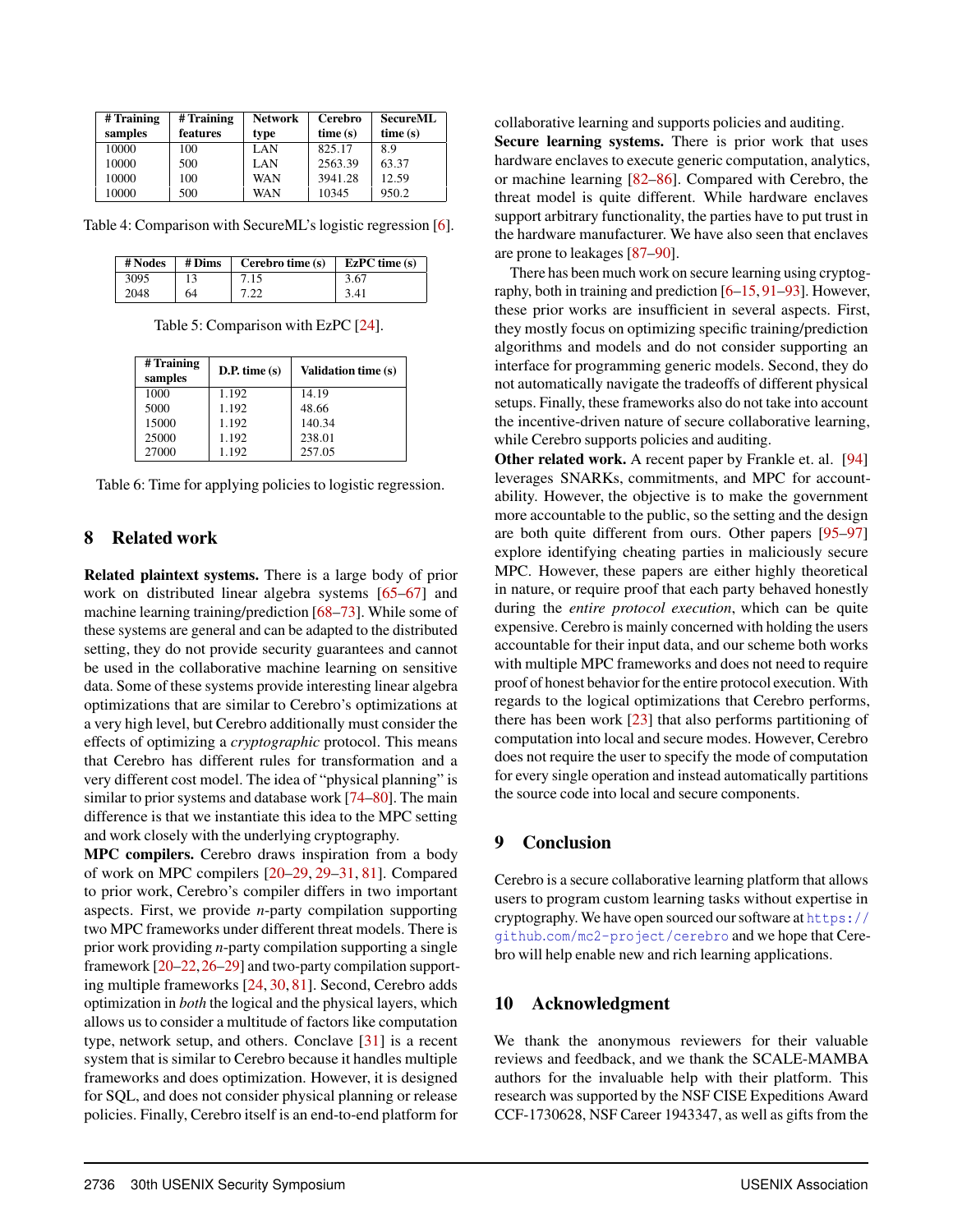| # Training samples | # Training features | Network type | Cerebro time (s) | SecureML time (s) |
|---|---|---|---|---|
| 10000 | 100 | LAN | 825.17 | 8.9 |
| 10000 | 500 | LAN | 2563.39 | 63.37 |
| 10000 | 100 | WAN | 3941.28 | 12.59 |
| 10000 | 500 | WAN | 10345 | 950.2 |

Table 4: Comparison with SecureML's logistic regression [6].

| # Nodes | # Dims | Cerebro time (s) | EzPC time (s) |
|---|---|---|---|
| 3095 | 13 | 7.15 | 3.67 |
| 2048 | 64 | 7.22 | 3.41 |

Table 5: Comparison with EzPC [24].

| # Training samples | D.P. time (s) | Validation time (s) |
|---|---|---|
| 1000 | 1.192 | 14.19 |
| 5000 | 1.192 | 48.66 |
| 15000 | 1.192 | 140.34 |
| 25000 | 1.192 | 238.01 |
| 27000 | 1.192 | 257.05 |

Table 6: Time for applying policies to logistic regression.

## 8 Related work

**Related plaintext systems.** There is a large body of prior work on distributed linear algebra systems [65–67] and machine learning training/prediction [68–73]. While some of these systems are general and can be adapted to the distributed setting, they do not provide security guarantees and cannot be used in the collaborative machine learning on sensitive data. Some of these systems provide interesting linear algebra optimizations that are similar to Cerebro's optimizations at a very high level, but Cerebro additionally must consider the effects of optimizing a *cryptographic* protocol. This means that Cerebro has different rules for transformation and a very different cost model. The idea of "physical planning" is similar to prior systems and database work [74–80]. The main difference is that we instantiate this idea to the MPC setting and work closely with the underlying cryptography.

**MPC compilers.** Cerebro draws inspiration from a body of work on MPC compilers [20–29, 29–31, 81]. Compared to prior work, Cerebro's compiler differs in two important aspects. First, we provide $n$-party compilation supporting two MPC frameworks under different threat models. There is prior work providing $n$-party compilation supporting a single framework [20–22, 26–29] and two-party compilation supporting multiple frameworks [24, 30, 81]. Second, Cerebro adds optimization in *both* the logical and the physical layers, which allows us to consider a multitude of factors like computation type, network setup, and others. Conclave [31] is a recent system that is similar to Cerebro because it handles multiple frameworks and does optimization. However, it is designed for SQL, and does not consider physical planning or release policies. Finally, Cerebro itself is an end-to-end platform for collaborative learning and supports policies and auditing.

**Secure learning systems.** There is prior work that uses hardware enclaves to execute generic computation, analytics, or machine learning [82–86]. Compared with Cerebro, the threat model is quite different. While hardware enclaves support arbitrary functionality, the parties have to put trust in the hardware manufacturer. We have also seen that enclaves are prone to leakages [87–90].

There has been much work on secure learning using cryptography, both in training and prediction [6–15, 91–93]. However, these prior works are insufficient in several aspects. First, they mostly focus on optimizing specific training/prediction algorithms and models and do not consider supporting an interface for programming generic models. Second, they do not automatically navigate the tradeoffs of different physical setups. Finally, these frameworks also do not take into account the incentive-driven nature of secure collaborative learning, while Cerebro supports policies and auditing.

**Other related work.** A recent paper by Frankle et. al. [94] leverages SNARKs, commitments, and MPC for accountability. However, the objective is to make the government more accountable to the public, so the setting and the design are both quite different from ours. Other papers [95–97] explore identifying cheating parties in maliciously secure MPC. However, these papers are either highly theoretical in nature, or require proof that each party behaved honestly during the *entire protocol execution*, which can be quite expensive. Cerebro is mainly concerned with holding the users accountable for their input data, and our scheme both works with multiple MPC frameworks and does not need to require proof of honest behavior for the entire protocol execution. With regards to the logical optimizations that Cerebro performs, there has been work [23] that also performs partitioning of computation into local and secure modes. However, Cerebro does not require the user to specify the mode of computation for every single operation and instead automatically partitions the source code into local and secure components.

## 9 Conclusion

Cerebro is a secure collaborative learning platform that allows users to program custom learning tasks without expertise in cryptography. We have open sourced our software at https://github.com/mc2-project/cerebro and we hope that Cerebro will help enable new and rich learning applications.

## 10 Acknowledgment

We thank the anonymous reviewers for their valuable reviews and feedback, and we thank the SCALE-MAMBA authors for the invaluable help with their platform. This research was supported by the NSF CISE Expeditions Award CCF-1730628, NSF Career 1943347, as well as gifts from the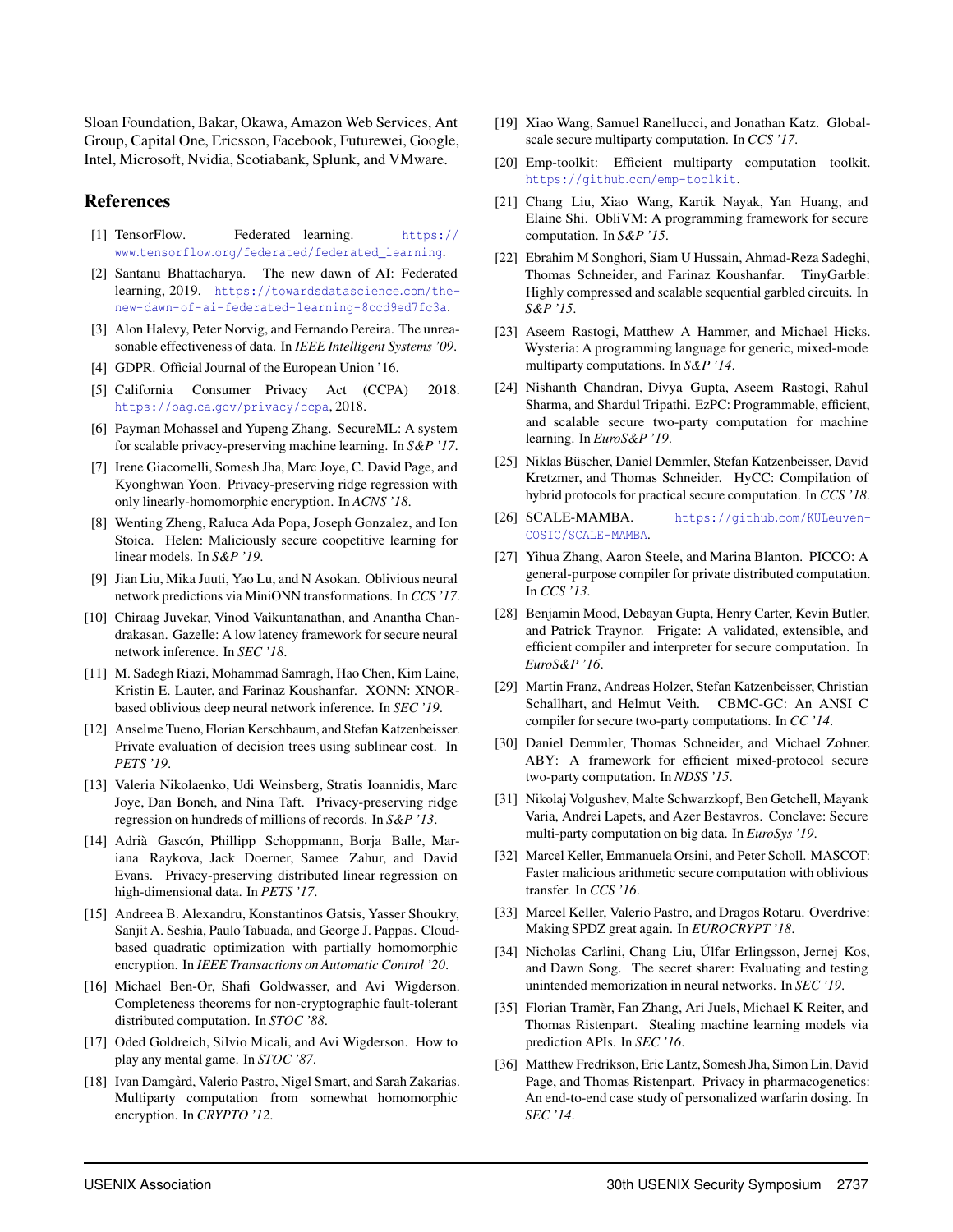Sloan Foundation, Bakar, Okawa, Amazon Web Services, Ant Group, Capital One, Ericsson, Facebook, Futurewei, Google, Intel, Microsoft, Nvidia, Scotiabank, Splunk, and VMware.

## References

[1] TensorFlow. Federated learning. https://www.tensorflow.org/federated/federated_learning.

[2] Santanu Bhattacharya. The new dawn of AI: Federated learning, 2019. https://towardsdatascience.com/the-new-dawn-of-ai-federated-learning-8ccd9ed7fc3a.

[3] Alon Halevy, Peter Norvig, and Fernando Pereira. The unreasonable effectiveness of data. In *IEEE Intelligent Systems '09*.

[4] GDPR. Official Journal of the European Union '16.

[5] California Consumer Privacy Act (CCPA) 2018. https://oag.ca.gov/privacy/ccpa, 2018.

[6] Payman Mohassel and Yupeng Zhang. SecureML: A system for scalable privacy-preserving machine learning. In *S&P '17*.

[7] Irene Giacomelli, Somesh Jha, Marc Joye, C. David Page, and Kyonghwan Yoon. Privacy-preserving ridge regression with only linearly-homomorphic encryption. In *ACNS '18*.

[8] Wenting Zheng, Raluca Ada Popa, Joseph Gonzalez, and Ion Stoica. Helen: Maliciously secure coopetitive learning for linear models. In *S&P '19*.

[9] Jian Liu, Mika Juuti, Yao Lu, and N Asokan. Oblivious neural network predictions via MiniONN transformations. In *CCS '17*.

[10] Chiraag Juvekar, Vinod Vaikuntanathan, and Anantha Chandrakasan. Gazelle: A low latency framework for secure neural network inference. In *SEC '18*.

[11] M. Sadegh Riazi, Mohammad Samragh, Hao Chen, Kim Laine, Kristin E. Lauter, and Farinaz Koushanfar. XONN: XNOR-based oblivious deep neural network inference. In *SEC '19*.

[12] Anselme Tueno, Florian Kerschbaum, and Stefan Katzenbeisser. Private evaluation of decision trees using sublinear cost. In *PETS '19*.

[13] Valeria Nikolaenko, Udi Weinsberg, Stratis Ioannidis, Marc Joye, Dan Boneh, and Nina Taft. Privacy-preserving ridge regression on hundreds of millions of records. In *S&P '13*.

[14] Adrià Gascón, Phillipp Schoppmann, Borja Balle, Mariana Raykova, Jack Doerner, Samee Zahur, and David Evans. Privacy-preserving distributed linear regression on high-dimensional data. In *PETS '17*.

[15] Andreea B. Alexandru, Konstantinos Gatsis, Yasser Shoukry, Sanjit A. Seshia, Paulo Tabuada, and George J. Pappas. Cloud-based quadratic optimization with partially homomorphic encryption. In *IEEE Transactions on Automatic Control '20*.

[16] Michael Ben-Or, Shafi Goldwasser, and Avi Wigderson. Completeness theorems for non-cryptographic fault-tolerant distributed computation. In *STOC '88*.

[17] Oded Goldreich, Silvio Micali, and Avi Wigderson. How to play any mental game. In *STOC '87*.

[18] Ivan Damgård, Valerio Pastro, Nigel Smart, and Sarah Zakarias. Multiparty computation from somewhat homomorphic encryption. In *CRYPTO '12*.

[19] Xiao Wang, Samuel Ranellucci, and Jonathan Katz. Global-scale secure multiparty computation. In *CCS '17*.

[20] Emp-toolkit: Efficient multiparty computation toolkit. https://github.com/emp-toolkit.

[21] Chang Liu, Xiao Wang, Kartik Nayak, Yan Huang, and Elaine Shi. ObliVM: A programming framework for secure computation. In *S&P '15*.

[22] Ebrahim M Songhori, Siam U Hussain, Ahmad-Reza Sadeghi, Thomas Schneider, and Farinaz Koushanfar. TinyGarble: Highly compressed and scalable sequential garbled circuits. In *S&P '15*.

[23] Aseem Rastogi, Matthew A Hammer, and Michael Hicks. Wysteria: A programming language for generic, mixed-mode multiparty computations. In *S&P '14*.

[24] Nishanth Chandran, Divya Gupta, Aseem Rastogi, Rahul Sharma, and Shardul Tripathi. EzPC: Programmable, efficient, and scalable secure two-party computation for machine learning. In *EuroS&P '19*.

[25] Niklas Büscher, Daniel Demmler, Stefan Katzenbeisser, David Kretzmer, and Thomas Schneider. HyCC: Compilation of hybrid protocols for practical secure computation. In *CCS '18*.

[26] SCALE-MAMBA. https://github.com/KULeuven-COSIC/SCALE-MAMBA.

[27] Yihua Zhang, Aaron Steele, and Marina Blanton. PICCO: A general-purpose compiler for private distributed computation. In *CCS '13*.

[28] Benjamin Mood, Debayan Gupta, Henry Carter, Kevin Butler, and Patrick Traynor. Frigate: A validated, extensible, and efficient compiler and interpreter for secure computation. In *EuroS&P '16*.

[29] Martin Franz, Andreas Holzer, Stefan Katzenbeisser, Christian Schallhart, and Helmut Veith. CBMC-GC: An ANSI C compiler for secure two-party computations. In *CC '14*.

[30] Daniel Demmler, Thomas Schneider, and Michael Zohner. ABY: A framework for efficient mixed-protocol secure two-party computation. In *NDSS '15*.

[31] Nikolaj Volgushev, Malte Schwarzkopf, Ben Getchell, Mayank Varia, Andrei Lapets, and Azer Bestavros. Conclave: Secure multi-party computation on big data. In *EuroSys '19*.

[32] Marcel Keller, Emmanuela Orsini, and Peter Scholl. MASCOT: Faster malicious arithmetic secure computation with oblivious transfer. In *CCS '16*.

[33] Marcel Keller, Valerio Pastro, and Dragos Rotaru. Overdrive: Making SPDZ great again. In *EUROCRYPT '18*.

[34] Nicholas Carlini, Chang Liu, Úlfar Erlingsson, Jernej Kos, and Dawn Song. The secret sharer: Evaluating and testing unintended memorization in neural networks. In *SEC '19*.

[35] Florian Tramèr, Fan Zhang, Ari Juels, Michael K Reiter, and Thomas Ristenpart. Stealing machine learning models via prediction APIs. In *SEC '16*.

[36] Matthew Fredrikson, Eric Lantz, Somesh Jha, Simon Lin, David Page, and Thomas Ristenpart. Privacy in pharmacogenetics: An end-to-end case study of personalized warfarin dosing. In *SEC '14*.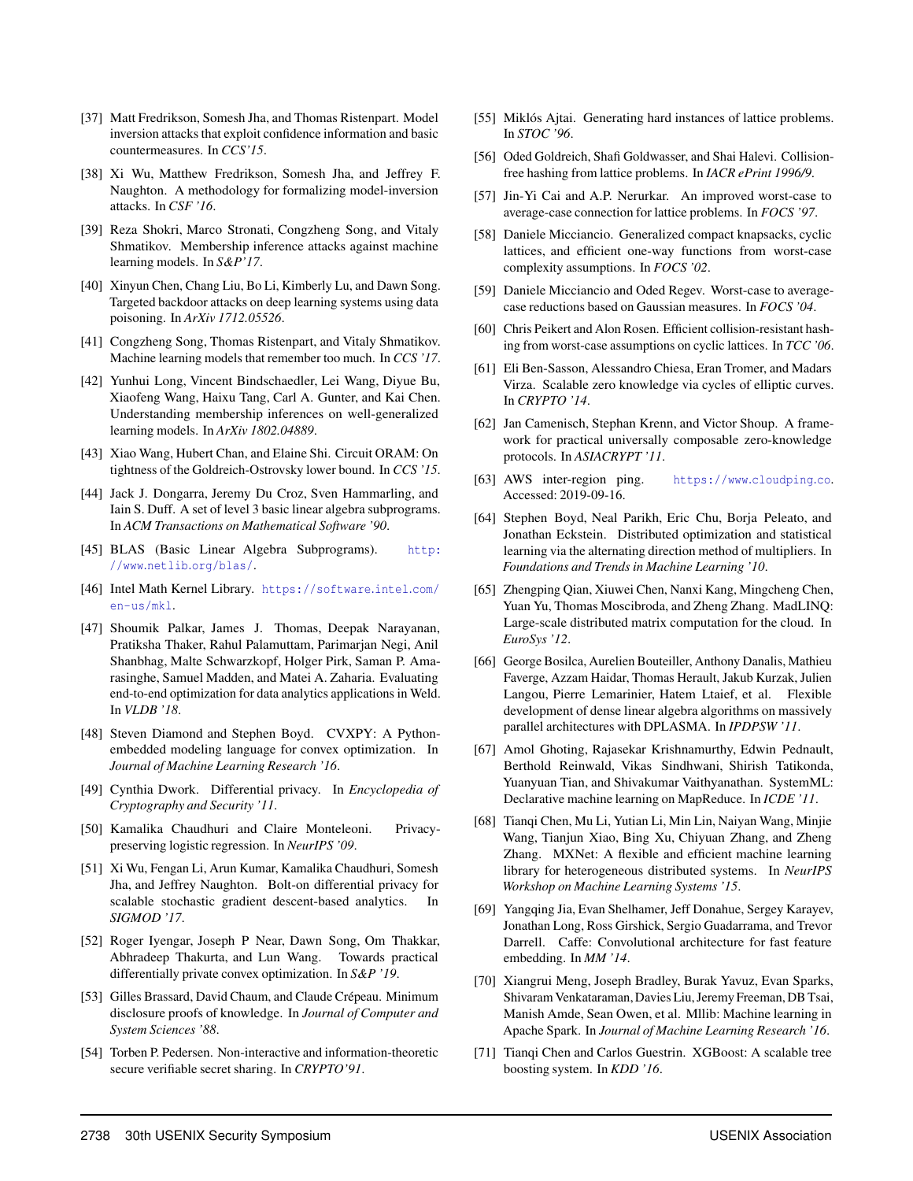[37] Matt Fredrikson, Somesh Jha, and Thomas Ristenpart. Model inversion attacks that exploit confidence information and basic countermeasures. In *CCS'15*.

[38] Xi Wu, Matthew Fredrikson, Somesh Jha, and Jeffrey F. Naughton. A methodology for formalizing model-inversion attacks. In *CSF '16*.

[39] Reza Shokri, Marco Stronati, Congzheng Song, and Vitaly Shmatikov. Membership inference attacks against machine learning models. In *S&P'17*.

[40] Xinyun Chen, Chang Liu, Bo Li, Kimberly Lu, and Dawn Song. Targeted backdoor attacks on deep learning systems using data poisoning. In *ArXiv 1712.05526*.

[41] Congzheng Song, Thomas Ristenpart, and Vitaly Shmatikov. Machine learning models that remember too much. In *CCS '17*.

[42] Yunhui Long, Vincent Bindschaedler, Lei Wang, Diyue Bu, Xiaofeng Wang, Haixu Tang, Carl A. Gunter, and Kai Chen. Understanding membership inferences on well-generalized learning models. In *ArXiv 1802.04889*.

[43] Xiao Wang, Hubert Chan, and Elaine Shi. Circuit ORAM: On tightness of the Goldreich-Ostrovsky lower bound. In *CCS '15*.

[44] Jack J. Dongarra, Jeremy Du Croz, Sven Hammarling, and Iain S. Duff. A set of level 3 basic linear algebra subprograms. In *ACM Transactions on Mathematical Software '90*.

[45] BLAS (Basic Linear Algebra Subprograms). http://www.netlib.org/blas/.

[46] Intel Math Kernel Library. https://software.intel.com/en-us/mkl.

[47] Shoumik Palkar, James J. Thomas, Deepak Narayanan, Pratiksha Thaker, Rahul Palamuttam, Parimarjan Negi, Anil Shanbhag, Malte Schwarzkopf, Holger Pirk, Saman P. Amarasinghe, Samuel Madden, and Matei A. Zaharia. Evaluating end-to-end optimization for data analytics applications in Weld. In *VLDB '18*.

[48] Steven Diamond and Stephen Boyd. CVXPY: A Python-embedded modeling language for convex optimization. In *Journal of Machine Learning Research '16*.

[49] Cynthia Dwork. Differential privacy. In *Encyclopedia of Cryptography and Security '11*.

[50] Kamalika Chaudhuri and Claire Monteleoni. Privacy-preserving logistic regression. In *NeurIPS '09*.

[51] Xi Wu, Fengan Li, Arun Kumar, Kamalika Chaudhuri, Somesh Jha, and Jeffrey Naughton. Bolt-on differential privacy for scalable stochastic gradient descent-based analytics. In *SIGMOD '17*.

[52] Roger Iyengar, Joseph P Near, Dawn Song, Om Thakkar, Abhradeep Thakurta, and Lun Wang. Towards practical differentially private convex optimization. In *S&P '19*.

[53] Gilles Brassard, David Chaum, and Claude Crépeau. Minimum disclosure proofs of knowledge. In *Journal of Computer and System Sciences '88*.

[54] Torben P. Pedersen. Non-interactive and information-theoretic secure verifiable secret sharing. In *CRYPTO'91*.

[55] Miklós Ajtai. Generating hard instances of lattice problems. In *STOC '96*.

[56] Oded Goldreich, Shafi Goldwasser, and Shai Halevi. Collision-free hashing from lattice problems. In *IACR ePrint 1996/9*.

[57] Jin-Yi Cai and A.P. Nerurkar. An improved worst-case to average-case connection for lattice problems. In *FOCS '97*.

[58] Daniele Micciancio. Generalized compact knapsacks, cyclic lattices, and efficient one-way functions from worst-case complexity assumptions. In *FOCS '02*.

[59] Daniele Micciancio and Oded Regev. Worst-case to average-case reductions based on Gaussian measures. In *FOCS '04*.

[60] Chris Peikert and Alon Rosen. Efficient collision-resistant hashing from worst-case assumptions on cyclic lattices. In *TCC '06*.

[61] Eli Ben-Sasson, Alessandro Chiesa, Eran Tromer, and Madars Virza. Scalable zero knowledge via cycles of elliptic curves. In *CRYPTO '14*.

[62] Jan Camenisch, Stephan Krenn, and Victor Shoup. A framework for practical universally composable zero-knowledge protocols. In *ASIACRYPT '11*.

[63] AWS inter-region ping. https://www.cloudping.co. Accessed: 2019-09-16.

[64] Stephen Boyd, Neal Parikh, Eric Chu, Borja Peleato, and Jonathan Eckstein. Distributed optimization and statistical learning via the alternating direction method of multipliers. In *Foundations and Trends in Machine Learning '10*.

[65] Zhengping Qian, Xiuwei Chen, Nanxi Kang, Mingcheng Chen, Yuan Yu, Thomas Moscibroda, and Zheng Zhang. MadLINQ: Large-scale distributed matrix computation for the cloud. In *EuroSys '12*.

[66] George Bosilca, Aurelien Bouteiller, Anthony Danalis, Mathieu Faverge, Azzam Haidar, Thomas Herault, Jakub Kurzak, Julien Langou, Pierre Lemarinier, Hatem Ltaief, et al. Flexible development of dense linear algebra algorithms on massively parallel architectures with DPLASMA. In *IPDPSW '11*.

[67] Amol Ghoting, Rajasekar Krishnamurthy, Edwin Pednault, Berthold Reinwald, Vikas Sindhwani, Shirish Tatikonda, Yuanyuan Tian, and Shivakumar Vaithyanathan. SystemML: Declarative machine learning on MapReduce. In *ICDE '11*.

[68] Tianqi Chen, Mu Li, Yutian Li, Min Lin, Naiyan Wang, Minjie Wang, Tianjun Xiao, Bing Xu, Chiyuan Zhang, and Zheng Zhang. MXNet: A flexible and efficient machine learning library for heterogeneous distributed systems. In *NeurIPS Workshop on Machine Learning Systems '15*.

[69] Yangqing Jia, Evan Shelhamer, Jeff Donahue, Sergey Karayev, Jonathan Long, Ross Girshick, Sergio Guadarrama, and Trevor Darrell. Caffe: Convolutional architecture for fast feature embedding. In *MM '14*.

[70] Xiangrui Meng, Joseph Bradley, Burak Yavuz, Evan Sparks, Shivaram Venkataraman, Davies Liu, Jeremy Freeman, DB Tsai, Manish Amde, Sean Owen, et al. Mllib: Machine learning in Apache Spark. In *Journal of Machine Learning Research '16*.

[71] Tianqi Chen and Carlos Guestrin. XGBoost: A scalable tree boosting system. In *KDD '16*.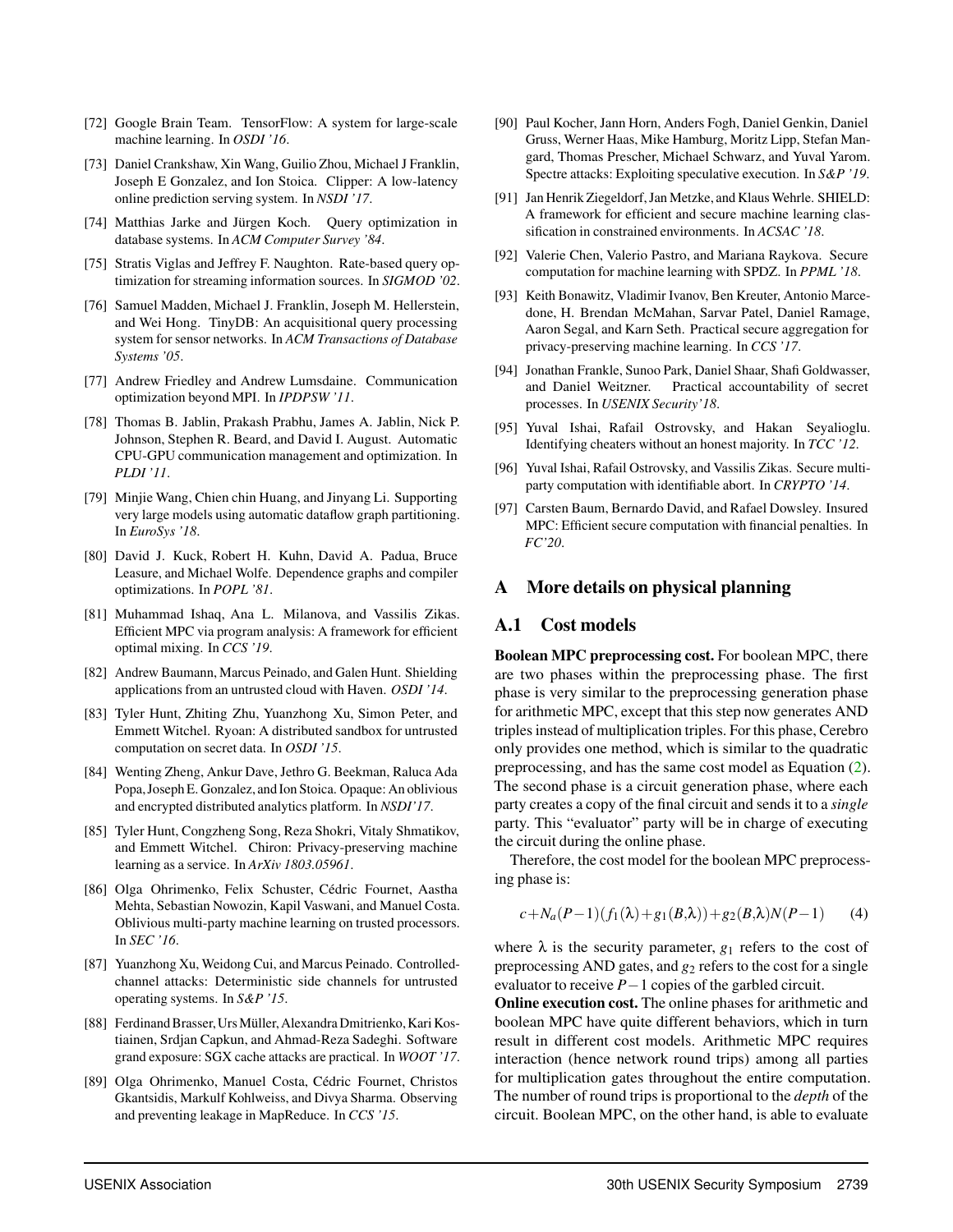[72] Google Brain Team. TensorFlow: A system for large-scale machine learning. In *OSDI '16*.

[73] Daniel Crankshaw, Xin Wang, Guilio Zhou, Michael J Franklin, Joseph E Gonzalez, and Ion Stoica. Clipper: A low-latency online prediction serving system. In *NSDI '17*.

[74] Matthias Jarke and Jürgen Koch. Query optimization in database systems. In *ACM Computer Survey '84*.

[75] Stratis Viglas and Jeffrey F. Naughton. Rate-based query optimization for streaming information sources. In *SIGMOD '02*.

[76] Samuel Madden, Michael J. Franklin, Joseph M. Hellerstein, and Wei Hong. TinyDB: An acquisitional query processing system for sensor networks. In *ACM Transactions of Database Systems '05*.

[77] Andrew Friedley and Andrew Lumsdaine. Communication optimization beyond MPI. In *IPDPSW '11*.

[78] Thomas B. Jablin, Prakash Prabhu, James A. Jablin, Nick P. Johnson, Stephen R. Beard, and David I. August. Automatic CPU-GPU communication management and optimization. In *PLDI '11*.

[79] Minjie Wang, Chien chin Huang, and Jinyang Li. Supporting very large models using automatic dataflow graph partitioning. In *EuroSys '18*.

[80] David J. Kuck, Robert H. Kuhn, David A. Padua, Bruce Leasure, and Michael Wolfe. Dependence graphs and compiler optimizations. In *POPL '81*.

[81] Muhammad Ishaq, Ana L. Milanova, and Vassilis Zikas. Efficient MPC via program analysis: A framework for efficient optimal mixing. In *CCS '19*.

[82] Andrew Baumann, Marcus Peinado, and Galen Hunt. Shielding applications from an untrusted cloud with Haven. *OSDI '14*.

[83] Tyler Hunt, Zhiting Zhu, Yuanzhong Xu, Simon Peter, and Emmett Witchel. Ryoan: A distributed sandbox for untrusted computation on secret data. In *OSDI '15*.

[84] Wenting Zheng, Ankur Dave, Jethro G. Beekman, Raluca Ada Popa, Joseph E. Gonzalez, and Ion Stoica. Opaque: An oblivious and encrypted distributed analytics platform. In *NSDI'17*.

[85] Tyler Hunt, Congzheng Song, Reza Shokri, Vitaly Shmatikov, and Emmett Witchel. Chiron: Privacy-preserving machine learning as a service. In *ArXiv 1803.05961*.

[86] Olga Ohrimenko, Felix Schuster, Cédric Fournet, Aastha Mehta, Sebastian Nowozin, Kapil Vaswani, and Manuel Costa. Oblivious multi-party machine learning on trusted processors. In *SEC '16*.

[87] Yuanzhong Xu, Weidong Cui, and Marcus Peinado. Controlled-channel attacks: Deterministic side channels for untrusted operating systems. In *S&P '15*.

[88] Ferdinand Brasser, Urs Müller, Alexandra Dmitrienko, Kari Kostiainen, Srdjan Capkun, and Ahmad-Reza Sadeghi. Software grand exposure: SGX cache attacks are practical. In *WOOT '17*.

[89] Olga Ohrimenko, Manuel Costa, Cédric Fournet, Christos Gkantsidis, Markulf Kohlweiss, and Divya Sharma. Observing and preventing leakage in MapReduce. In *CCS '15*.

[90] Paul Kocher, Jann Horn, Anders Fogh, Daniel Genkin, Daniel Gruss, Werner Haas, Mike Hamburg, Moritz Lipp, Stefan Mangard, Thomas Prescher, Michael Schwarz, and Yuval Yarom. Spectre attacks: Exploiting speculative execution. In *S&P '19*.

[91] Jan Henrik Ziegeldorf, Jan Metzke, and Klaus Wehrle. SHIELD: A framework for efficient and secure machine learning classification in constrained environments. In *ACSAC '18*.

[92] Valerie Chen, Valerio Pastro, and Mariana Raykova. Secure computation for machine learning with SPDZ. In *PPML '18*.

[93] Keith Bonawitz, Vladimir Ivanov, Ben Kreuter, Antonio Marcedone, H. Brendan McMahan, Sarvar Patel, Daniel Ramage, Aaron Segal, and Karn Seth. Practical secure aggregation for privacy-preserving machine learning. In *CCS '17*.

[94] Jonathan Frankle, Sunoo Park, Daniel Shaar, Shafi Goldwasser, and Daniel Weitzner. Practical accountability of secret processes. In *USENIX Security'18*.

[95] Yuval Ishai, Rafail Ostrovsky, and Hakan Seyalioglu. Identifying cheaters without an honest majority. In *TCC '12*.

[96] Yuval Ishai, Rafail Ostrovsky, and Vassilis Zikas. Secure multiparty computation with identifiable abort. In *CRYPTO '14*.

[97] Carsten Baum, Bernardo David, and Rafael Dowsley. Insured MPC: Efficient secure computation with financial penalties. In *FC'20*.

# A More details on physical planning

## A.1 Cost models

**Boolean MPC preprocessing cost.** For boolean MPC, there are two phases within the preprocessing phase. The first phase is very similar to the preprocessing generation phase for arithmetic MPC, except that this step now generates AND triples instead of multiplication triples. For this phase, Cerebro only provides one method, which is similar to the quadratic preprocessing, and has the same cost model as Equation (2). The second phase is a circuit generation phase, where each party creates a copy of the final circuit and sends it to a *single* party. This "evaluator" party will be in charge of executing the circuit during the online phase.

Therefore, the cost model for the boolean MPC preprocessing phase is:

$$c + N_a(P-1)(f_1(\lambda) + g_1(B,\lambda)) + g_2(B,\lambda)N(P-1) \qquad (4)$$

where $\lambda$ is the security parameter, $g_1$ refers to the cost of preprocessing AND gates, and $g_2$ refers to the cost for a single evaluator to receive $P-1$ copies of the garbled circuit.

**Online execution cost.** The online phases for arithmetic and boolean MPC have quite different behaviors, which in turn result in different cost models. Arithmetic MPC requires interaction (hence network round trips) among all parties for multiplication gates throughout the entire computation. The number of round trips is proportional to the *depth* of the circuit. Boolean MPC, on the other hand, is able to evaluate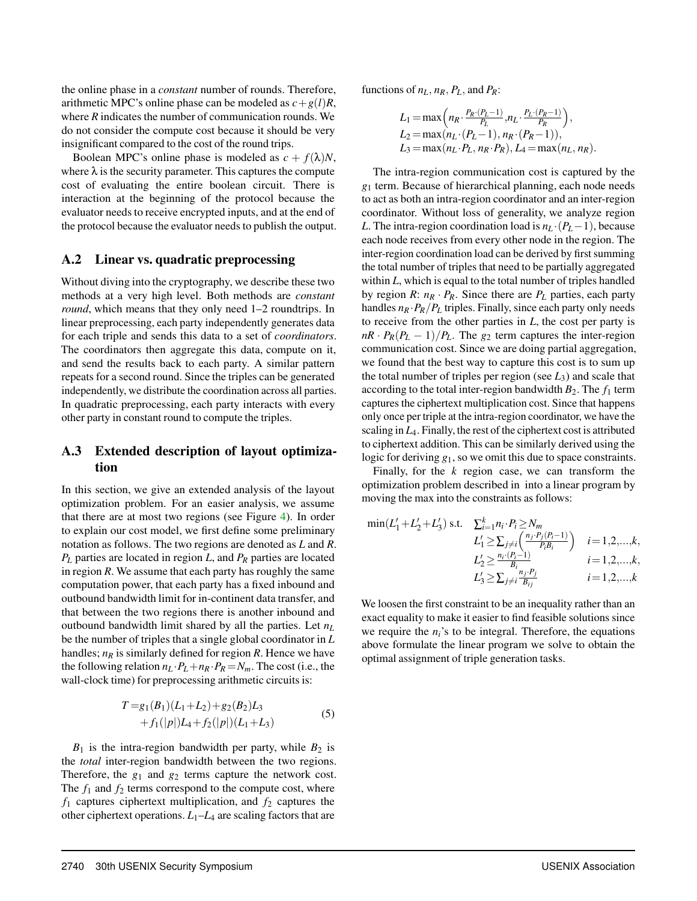the online phase in a *constant* number of rounds. Therefore, arithmetic MPC's online phase can be modeled as $c+g(l)R$, where $R$ indicates the number of communication rounds. We do not consider the compute cost because it should be very insignificant compared to the cost of the round trips.

Boolean MPC's online phase is modeled as $c + f(\lambda)N$, where $\lambda$ is the security parameter. This captures the compute cost of evaluating the entire boolean circuit. There is interaction at the beginning of the protocol because the evaluator needs to receive encrypted inputs, and at the end of the protocol because the evaluator needs to publish the output.

## A.2 Linear vs. quadratic preprocessing

Without diving into the cryptography, we describe these two methods at a very high level. Both methods are *constant round*, which means that they only need 1–2 roundtrips. In linear preprocessing, each party independently generates data for each triple and sends this data to a set of *coordinators*. The coordinators then aggregate this data, compute on it, and send the results back to each party. A similar pattern repeats for a second round. Since the triples can be generated independently, we distribute the coordination across all parties. In quadratic preprocessing, each party interacts with every other party in constant round to compute the triples.

## A.3 Extended description of layout optimization

In this section, we give an extended analysis of the layout optimization problem. For an easier analysis, we assume that there are at most two regions (see Figure 4). In order to explain our cost model, we first define some preliminary notation as follows. The two regions are denoted as $L$ and $R$. $P_L$ parties are located in region $L$, and $P_R$ parties are located in region $R$. We assume that each party has roughly the same computation power, that each party has a fixed inbound and outbound bandwidth limit for in-continent data transfer, and that between the two regions there is another inbound and outbound bandwidth limit shared by all the parties. Let $n_L$ be the number of triples that a single global coordinator in $L$ handles; $n_R$ is similarly defined for region $R$. Hence we have the following relation $n_L \cdot P_L + n_R \cdot P_R = N_m$. The cost (i.e., the wall-clock time) for preprocessing arithmetic circuits is:

$$T = g_1(B_1)(L_1+L_2)+g_2(B_2)L_3 + f_1(|p|)L_4+f_2(|p|)(L_1+L_3) \quad (5)$$

$B_1$ is the intra-region bandwidth per party, while $B_2$ is the *total* inter-region bandwidth between the two regions. Therefore, the $g_1$ and $g_2$ terms capture the network cost. The $f_1$ and $f_2$ terms correspond to the compute cost, where $f_1$ captures ciphertext multiplication, and $f_2$ captures the other ciphertext operations. $L_1$–$L_4$ are scaling factors that are functions of $n_L$, $n_R$, $P_L$, and $P_R$:

$$L_1 = \max\left(n_R \cdot \frac{P_R \cdot (P_L-1)}{P_L}, n_L \cdot \frac{P_L \cdot (P_R-1)}{P_R}\right),$$
$$L_2 = \max(n_L \cdot (P_L-1), n_R \cdot (P_R-1)),$$
$$L_3 = \max(n_L \cdot P_L, n_R \cdot P_R), L_4 = \max(n_L, n_R).$$

The intra-region communication cost is captured by the $g_1$ term. Because of hierarchical planning, each node needs to act as both an intra-region coordinator and an inter-region coordinator. Without loss of generality, we analyze region $L$. The intra-region coordination load is $n_L \cdot (P_L-1)$, because each node receives from every other node in the region. The inter-region coordination load can be derived by first summing the total number of triples that need to be partially aggregated within $L$, which is equal to the total number of triples handled by region $R$: $n_R \cdot P_R$. Since there are $P_L$ parties, each party handles $n_R \cdot P_R / P_L$ triples. Finally, since each party only needs to receive from the other parties in $L$, the cost per party is $nR \cdot P_R(P_L - 1)/P_L$. The $g_2$ term captures the inter-region communication cost. Since we are doing partial aggregation, we found that the best way to capture this cost is to sum up the total number of triples per region (see $L_3$) and scale that according to the total inter-region bandwidth $B_2$. The $f_1$ term captures the ciphertext multiplication cost. Since that happens only once per triple at the intra-region coordinator, we have the scaling in $L_4$. Finally, the rest of the ciphertext cost is attributed to ciphertext addition. This can be similarly derived using the logic for deriving $g_1$, so we omit this due to space constraints.

Finally, for the $k$ region case, we can transform the optimization problem described in into a linear program by moving the max into the constraints as follows:

$$\min(L'_1+L'_2+L'_3) \text{ s.t. } \begin{array}{ll} \sum_{i=1}^{k} n_i \cdot P_i \geq N_m & \\ L'_1 \geq \sum_{j \neq i} \left(\frac{n_j \cdot P_j (P_i-1)}{P_i B_i}\right) & i=1,2,\ldots,k, \\ L'_2 \geq \frac{n_i \cdot (P_i-1)}{B_i} & i=1,2,\ldots,k, \\ L'_3 \geq \sum_{j \neq i} \frac{n_j \cdot P_j}{B_{ij}} & i=1,2,\ldots,k \end{array}$$

We loosen the first constraint to be an inequality rather than an exact equality to make it easier to find feasible solutions since we require the $n_i$'s to be integral. Therefore, the equations above formulate the linear program we solve to obtain the optimal assignment of triple generation tasks.